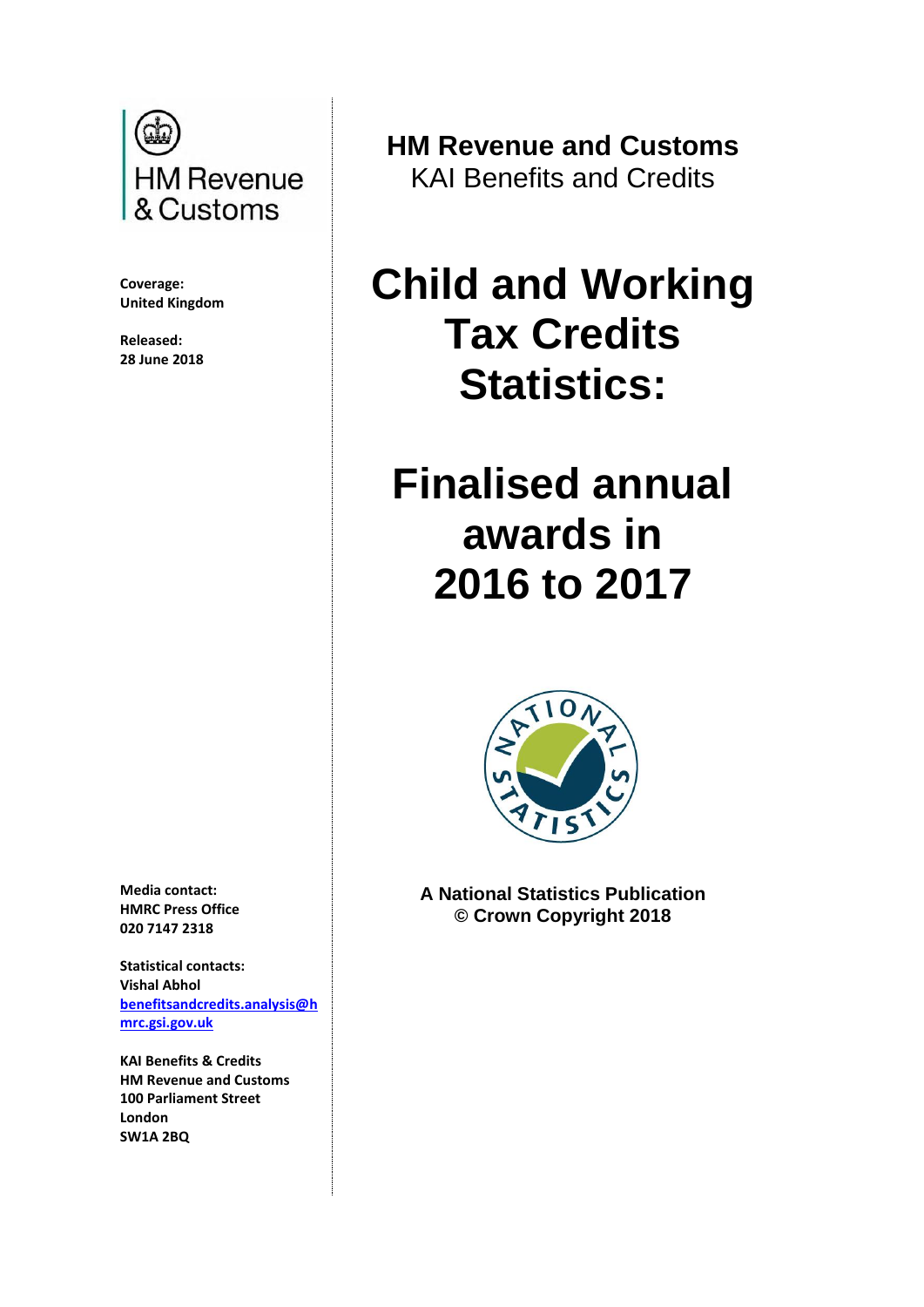HM Revenue & Customs

**Coverage:**
**United Kingdom**

**Released:**
**28 June 2018**

**HM Revenue and Customs**
KAI Benefits and Credits

# Child and Working Tax Credits Statistics:

# Finalised annual awards in 2016 to 2017

**A National Statistics Publication**
**© Crown Copyright 2018**

**Media contact:**
**HMRC Press Office**
**020 7147 2318**

**Statistical contacts:**
**Vishal Abhol**
**benefitsandcredits.analysis@hmrc.gsi.gov.uk**

**KAI Benefits & Credits**
**HM Revenue and Customs**
**100 Parliament Street**
**London**
**SW1A 2BQ**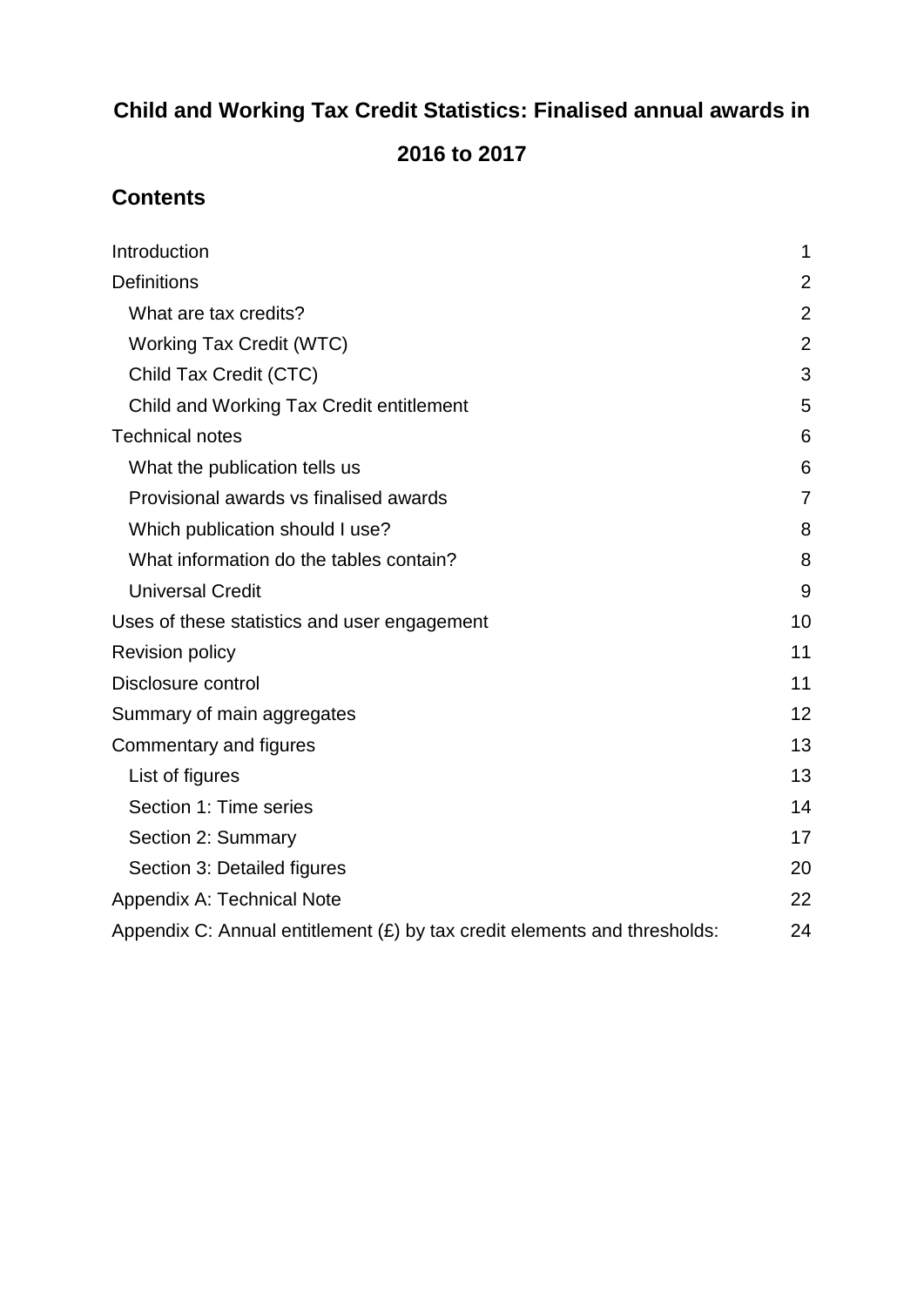**Child and Working Tax Credit Statistics: Finalised annual awards in 2016 to 2017**

## Contents

| | |
|---|---|
| Introduction | 1 |
| Definitions | 2 |
| What are tax credits? | 2 |
| Working Tax Credit (WTC) | 2 |
| Child Tax Credit (CTC) | 3 |
| Child and Working Tax Credit entitlement | 5 |
| Technical notes | 6 |
| What the publication tells us | 6 |
| Provisional awards vs finalised awards | 7 |
| Which publication should I use? | 8 |
| What information do the tables contain? | 8 |
| Universal Credit | 9 |
| Uses of these statistics and user engagement | 10 |
| Revision policy | 11 |
| Disclosure control | 11 |
| Summary of main aggregates | 12 |
| Commentary and figures | 13 |
| List of figures | 13 |
| Section 1: Time series | 14 |
| Section 2: Summary | 17 |
| Section 3: Detailed figures | 20 |
| Appendix A: Technical Note | 22 |
| Appendix C: Annual entitlement (£) by tax credit elements and thresholds: | 24 |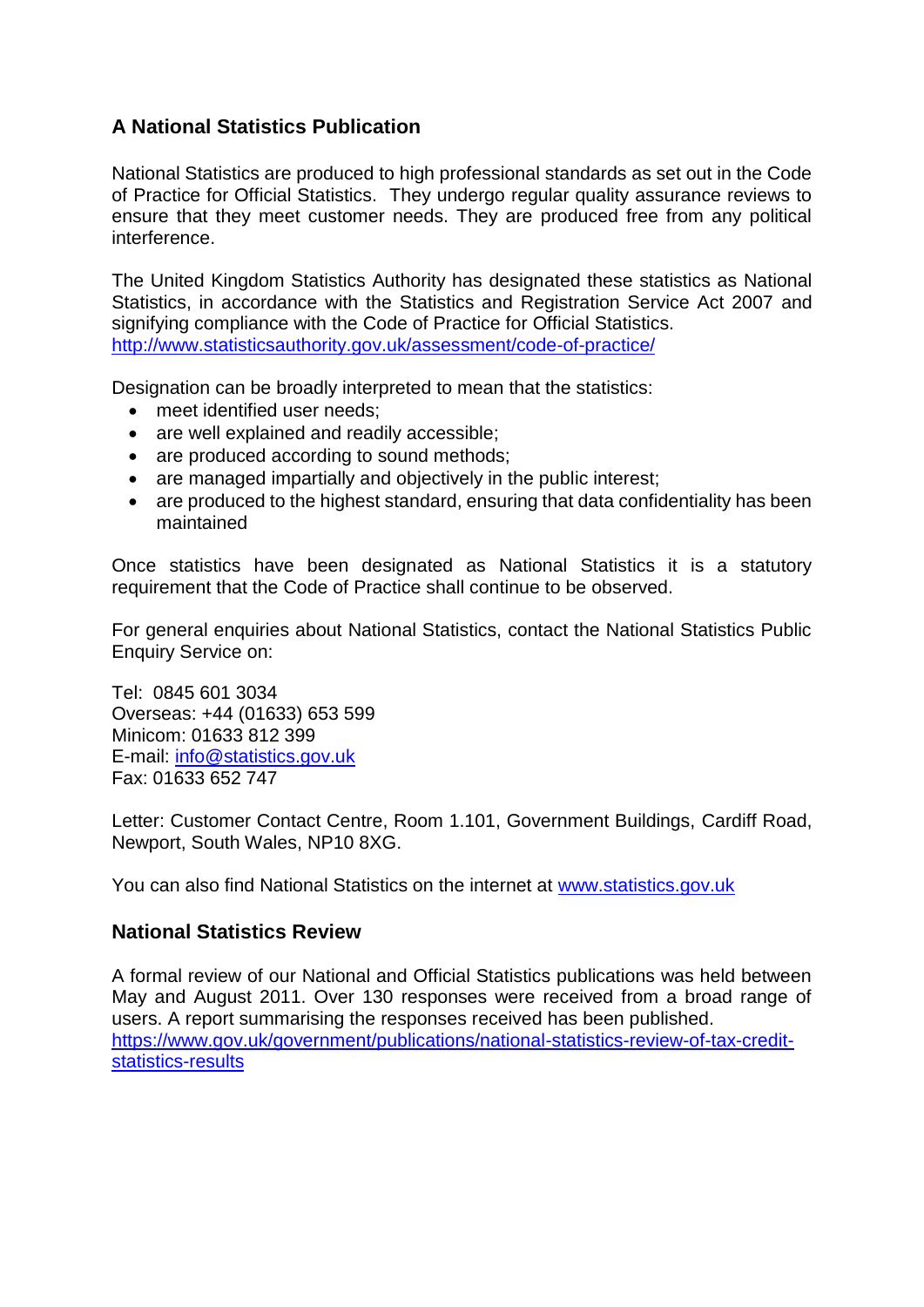## A National Statistics Publication

National Statistics are produced to high professional standards as set out in the Code of Practice for Official Statistics. They undergo regular quality assurance reviews to ensure that they meet customer needs. They are produced free from any political interference.

The United Kingdom Statistics Authority has designated these statistics as National Statistics, in accordance with the Statistics and Registration Service Act 2007 and signifying compliance with the Code of Practice for Official Statistics.
http://www.statisticsauthority.gov.uk/assessment/code-of-practice/

Designation can be broadly interpreted to mean that the statistics:

- meet identified user needs;
- are well explained and readily accessible;
- are produced according to sound methods;
- are managed impartially and objectively in the public interest;
- are produced to the highest standard, ensuring that data confidentiality has been maintained

Once statistics have been designated as National Statistics it is a statutory requirement that the Code of Practice shall continue to be observed.

For general enquiries about National Statistics, contact the National Statistics Public Enquiry Service on:

Tel: 0845 601 3034
Overseas: +44 (01633) 653 599
Minicom: 01633 812 399
E-mail: info@statistics.gov.uk
Fax: 01633 652 747

Letter: Customer Contact Centre, Room 1.101, Government Buildings, Cardiff Road, Newport, South Wales, NP10 8XG.

You can also find National Statistics on the internet at www.statistics.gov.uk

## National Statistics Review

A formal review of our National and Official Statistics publications was held between May and August 2011. Over 130 responses were received from a broad range of users. A report summarising the responses received has been published.
https://www.gov.uk/government/publications/national-statistics-review-of-tax-credit-statistics-results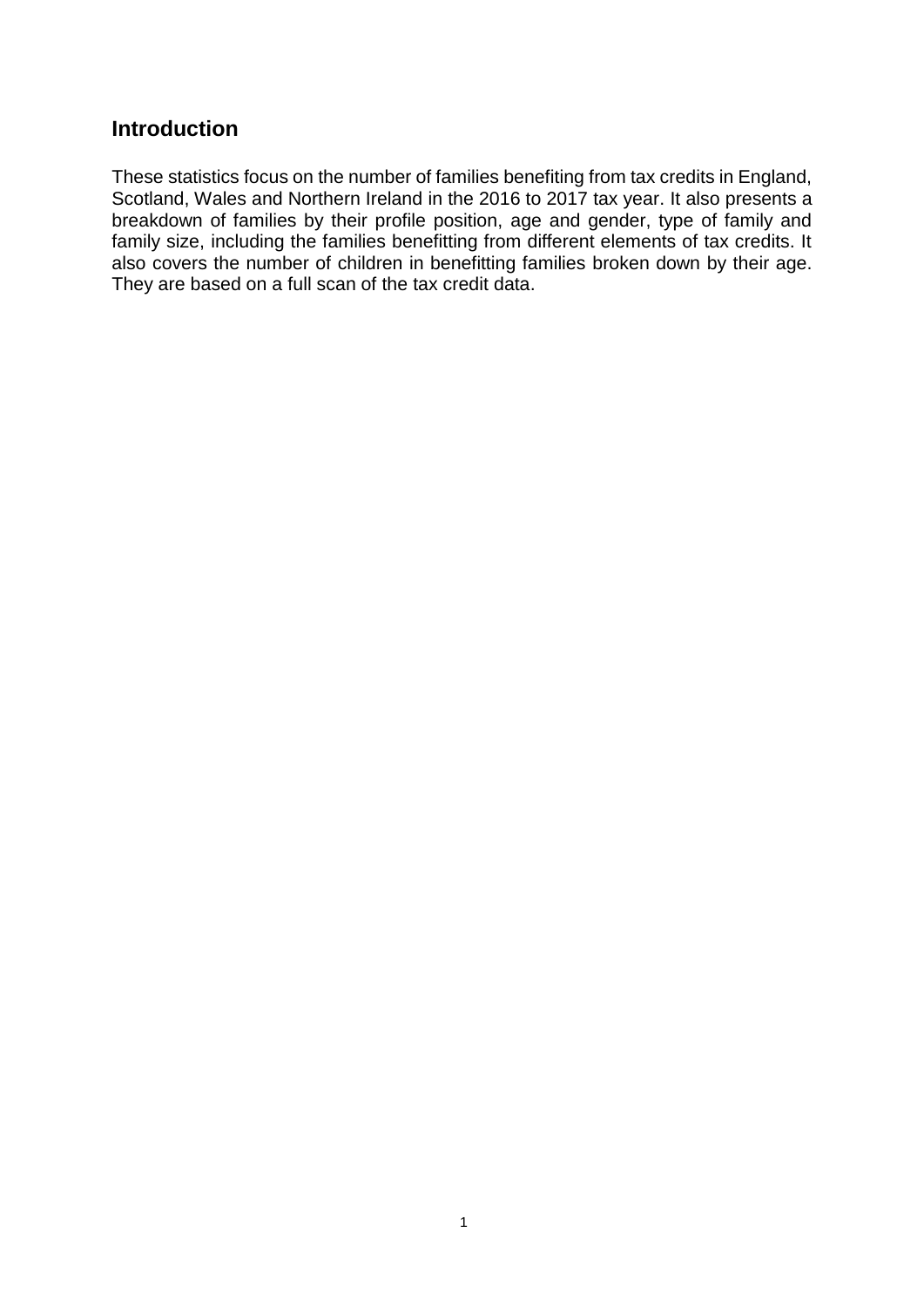## Introduction

These statistics focus on the number of families benefiting from tax credits in England, Scotland, Wales and Northern Ireland in the 2016 to 2017 tax year. It also presents a breakdown of families by their profile position, age and gender, type of family and family size, including the families benefitting from different elements of tax credits. It also covers the number of children in benefitting families broken down by their age. They are based on a full scan of the tax credit data.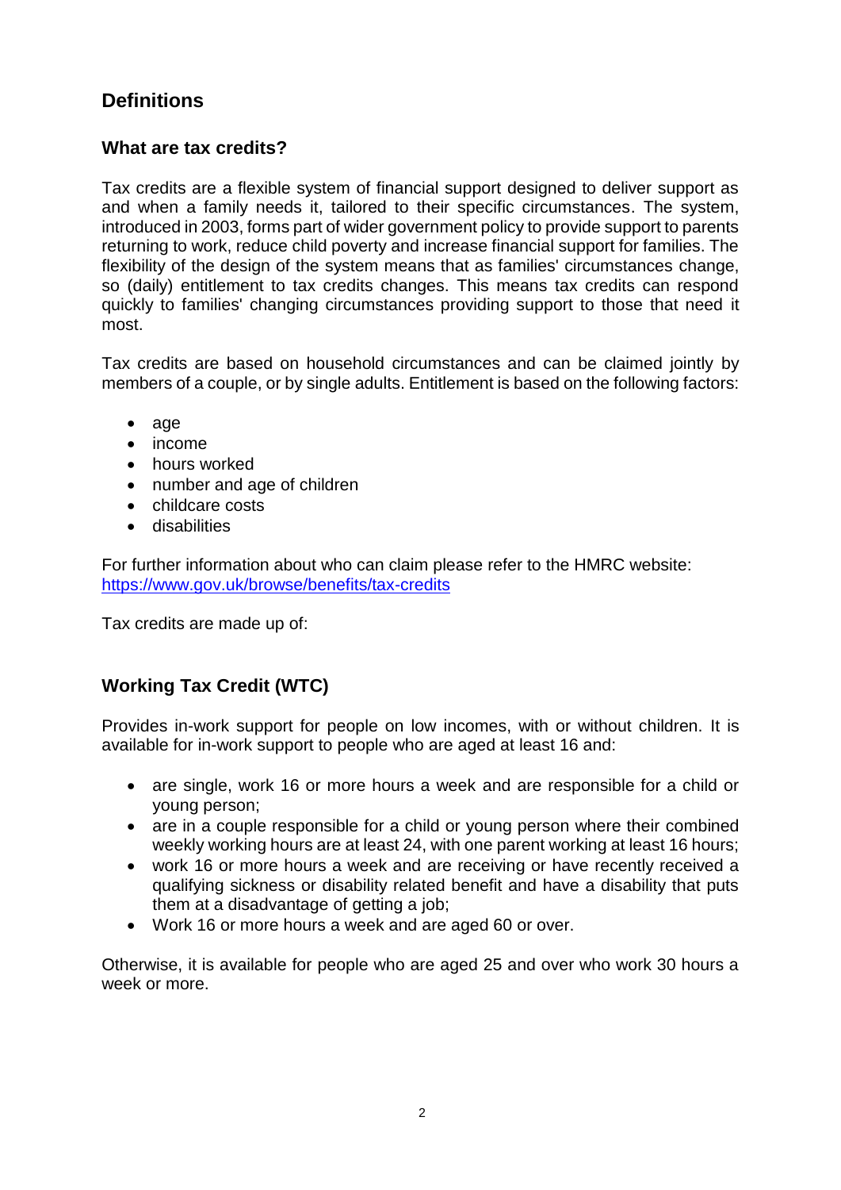## Definitions

### What are tax credits?

Tax credits are a flexible system of financial support designed to deliver support as and when a family needs it, tailored to their specific circumstances. The system, introduced in 2003, forms part of wider government policy to provide support to parents returning to work, reduce child poverty and increase financial support for families. The flexibility of the design of the system means that as families' circumstances change, so (daily) entitlement to tax credits changes. This means tax credits can respond quickly to families' changing circumstances providing support to those that need it most.

Tax credits are based on household circumstances and can be claimed jointly by members of a couple, or by single adults. Entitlement is based on the following factors:

- age
- income
- hours worked
- number and age of children
- childcare costs
- disabilities

For further information about who can claim please refer to the HMRC website: [https://www.gov.uk/browse/benefits/tax-credits](https://www.gov.uk/browse/benefits/tax-credits)

Tax credits are made up of:

### Working Tax Credit (WTC)

Provides in-work support for people on low incomes, with or without children. It is available for in-work support to people who are aged at least 16 and:

- are single, work 16 or more hours a week and are responsible for a child or young person;
- are in a couple responsible for a child or young person where their combined weekly working hours are at least 24, with one parent working at least 16 hours;
- work 16 or more hours a week and are receiving or have recently received a qualifying sickness or disability related benefit and have a disability that puts them at a disadvantage of getting a job;
- Work 16 or more hours a week and are aged 60 or over.

Otherwise, it is available for people who are aged 25 and over who work 30 hours a week or more.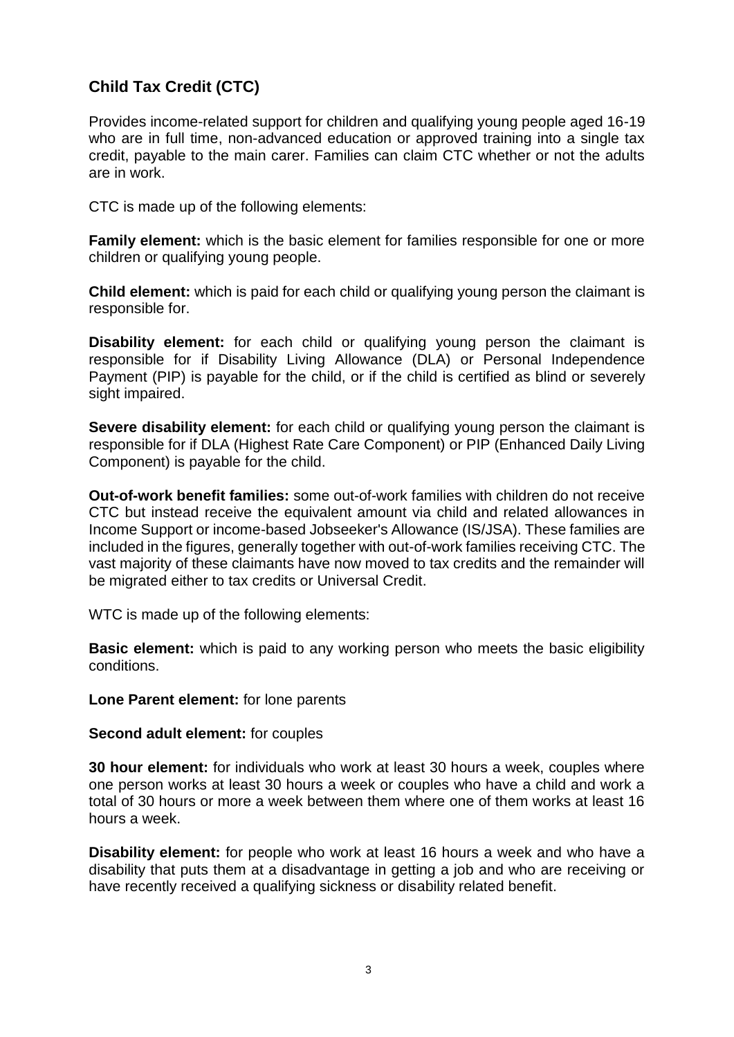## Child Tax Credit (CTC)

Provides income-related support for children and qualifying young people aged 16-19 who are in full time, non-advanced education or approved training into a single tax credit, payable to the main carer. Families can claim CTC whether or not the adults are in work.

CTC is made up of the following elements:

**Family element:** which is the basic element for families responsible for one or more children or qualifying young people.

**Child element:** which is paid for each child or qualifying young person the claimant is responsible for.

**Disability element:** for each child or qualifying young person the claimant is responsible for if Disability Living Allowance (DLA) or Personal Independence Payment (PIP) is payable for the child, or if the child is certified as blind or severely sight impaired.

**Severe disability element:** for each child or qualifying young person the claimant is responsible for if DLA (Highest Rate Care Component) or PIP (Enhanced Daily Living Component) is payable for the child.

**Out-of-work benefit families:** some out-of-work families with children do not receive CTC but instead receive the equivalent amount via child and related allowances in Income Support or income-based Jobseeker's Allowance (IS/JSA). These families are included in the figures, generally together with out-of-work families receiving CTC. The vast majority of these claimants have now moved to tax credits and the remainder will be migrated either to tax credits or Universal Credit.

WTC is made up of the following elements:

**Basic element:** which is paid to any working person who meets the basic eligibility conditions.

**Lone Parent element:** for lone parents

**Second adult element:** for couples

**30 hour element:** for individuals who work at least 30 hours a week, couples where one person works at least 30 hours a week or couples who have a child and work a total of 30 hours or more a week between them where one of them works at least 16 hours a week.

**Disability element:** for people who work at least 16 hours a week and who have a disability that puts them at a disadvantage in getting a job and who are receiving or have recently received a qualifying sickness or disability related benefit.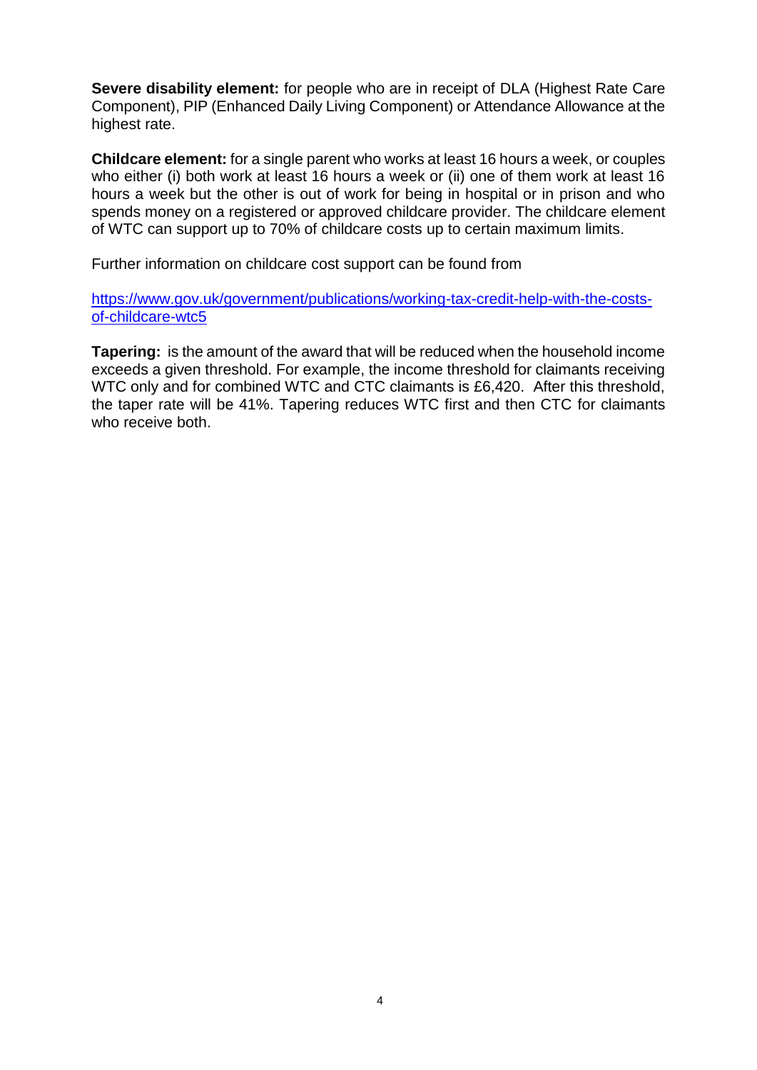**Severe disability element:** for people who are in receipt of DLA (Highest Rate Care Component), PIP (Enhanced Daily Living Component) or Attendance Allowance at the highest rate.

**Childcare element:** for a single parent who works at least 16 hours a week, or couples who either (i) both work at least 16 hours a week or (ii) one of them work at least 16 hours a week but the other is out of work for being in hospital or in prison and who spends money on a registered or approved childcare provider. The childcare element of WTC can support up to 70% of childcare costs up to certain maximum limits.

Further information on childcare cost support can be found from

[https://www.gov.uk/government/publications/working-tax-credit-help-with-the-costs-of-childcare-wtc5](https://www.gov.uk/government/publications/working-tax-credit-help-with-the-costs-of-childcare-wtc5)

**Tapering:** is the amount of the award that will be reduced when the household income exceeds a given threshold. For example, the income threshold for claimants receiving WTC only and for combined WTC and CTC claimants is £6,420. After this threshold, the taper rate will be 41%. Tapering reduces WTC first and then CTC for claimants who receive both.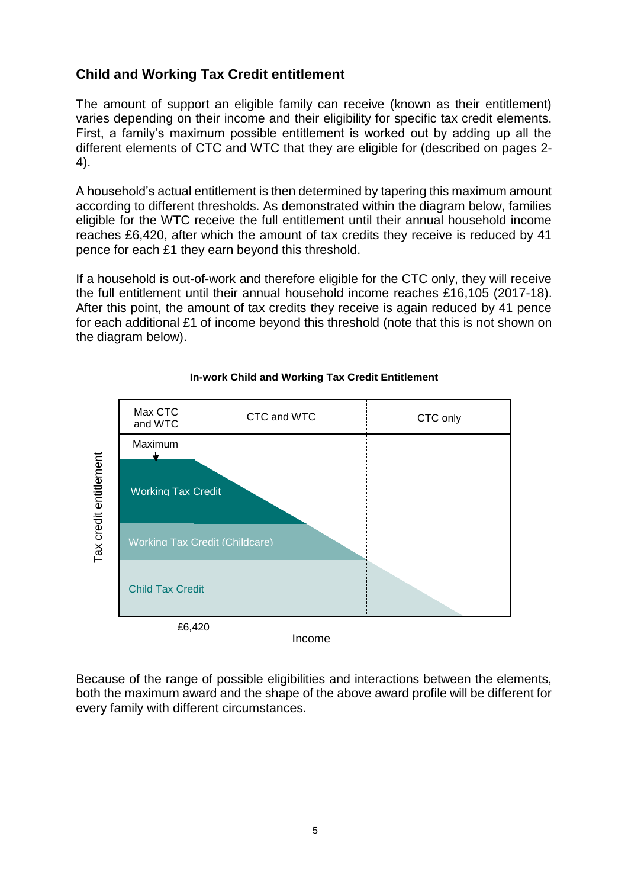## Child and Working Tax Credit entitlement

The amount of support an eligible family can receive (known as their entitlement) varies depending on their income and their eligibility for specific tax credit elements. First, a family's maximum possible entitlement is worked out by adding up all the different elements of CTC and WTC that they are eligible for (described on pages 2-4).

A household's actual entitlement is then determined by tapering this maximum amount according to different thresholds. As demonstrated within the diagram below, families eligible for the WTC receive the full entitlement until their annual household income reaches £6,420, after which the amount of tax credits they receive is reduced by 41 pence for each £1 they earn beyond this threshold.

If a household is out-of-work and therefore eligible for the CTC only, they will receive the full entitlement until their annual household income reaches £16,105 (2017-18). After this point, the amount of tax credits they receive is again reduced by 41 pence for each additional £1 of income beyond this threshold (note that this is not shown on the diagram below).

**In-work Child and Working Tax Credit Entitlement**

Max CTC and WTC | CTC and WTC | CTC only

Maximum

Working Tax Credit

Working Tax Credit (Childcare)

Child Tax Credit

Tax credit entitlement

£6,420

Income

Because of the range of possible eligibilities and interactions between the elements, both the maximum award and the shape of the above award profile will be different for every family with different circumstances.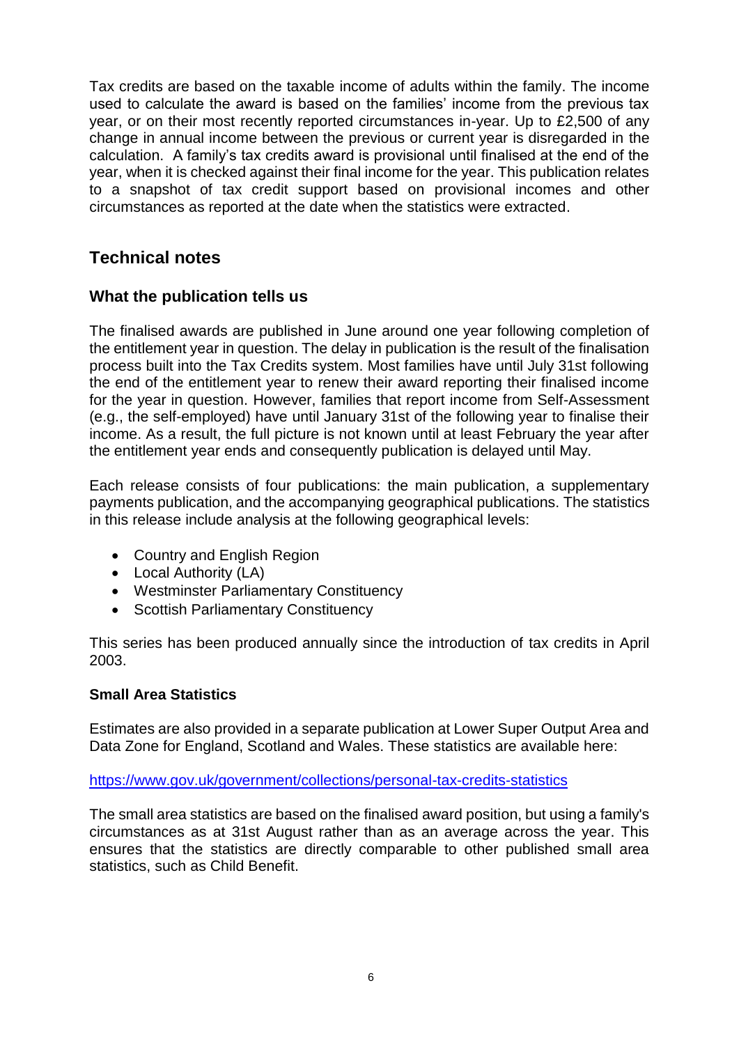Tax credits are based on the taxable income of adults within the family. The income used to calculate the award is based on the families' income from the previous tax year, or on their most recently reported circumstances in-year. Up to £2,500 of any change in annual income between the previous or current year is disregarded in the calculation. A family's tax credits award is provisional until finalised at the end of the year, when it is checked against their final income for the year. This publication relates to a snapshot of tax credit support based on provisional incomes and other circumstances as reported at the date when the statistics were extracted.

## Technical notes

### What the publication tells us

The finalised awards are published in June around one year following completion of the entitlement year in question. The delay in publication is the result of the finalisation process built into the Tax Credits system. Most families have until July 31st following the end of the entitlement year to renew their award reporting their finalised income for the year in question. However, families that report income from Self-Assessment (e.g., the self-employed) have until January 31st of the following year to finalise their income. As a result, the full picture is not known until at least February the year after the entitlement year ends and consequently publication is delayed until May.

Each release consists of four publications: the main publication, a supplementary payments publication, and the accompanying geographical publications. The statistics in this release include analysis at the following geographical levels:

- Country and English Region
- Local Authority (LA)
- Westminster Parliamentary Constituency
- Scottish Parliamentary Constituency

This series has been produced annually since the introduction of tax credits in April 2003.

**Small Area Statistics**

Estimates are also provided in a separate publication at Lower Super Output Area and Data Zone for England, Scotland and Wales. These statistics are available here:

https://www.gov.uk/government/collections/personal-tax-credits-statistics

The small area statistics are based on the finalised award position, but using a family's circumstances as at 31st August rather than as an average across the year. This ensures that the statistics are directly comparable to other published small area statistics, such as Child Benefit.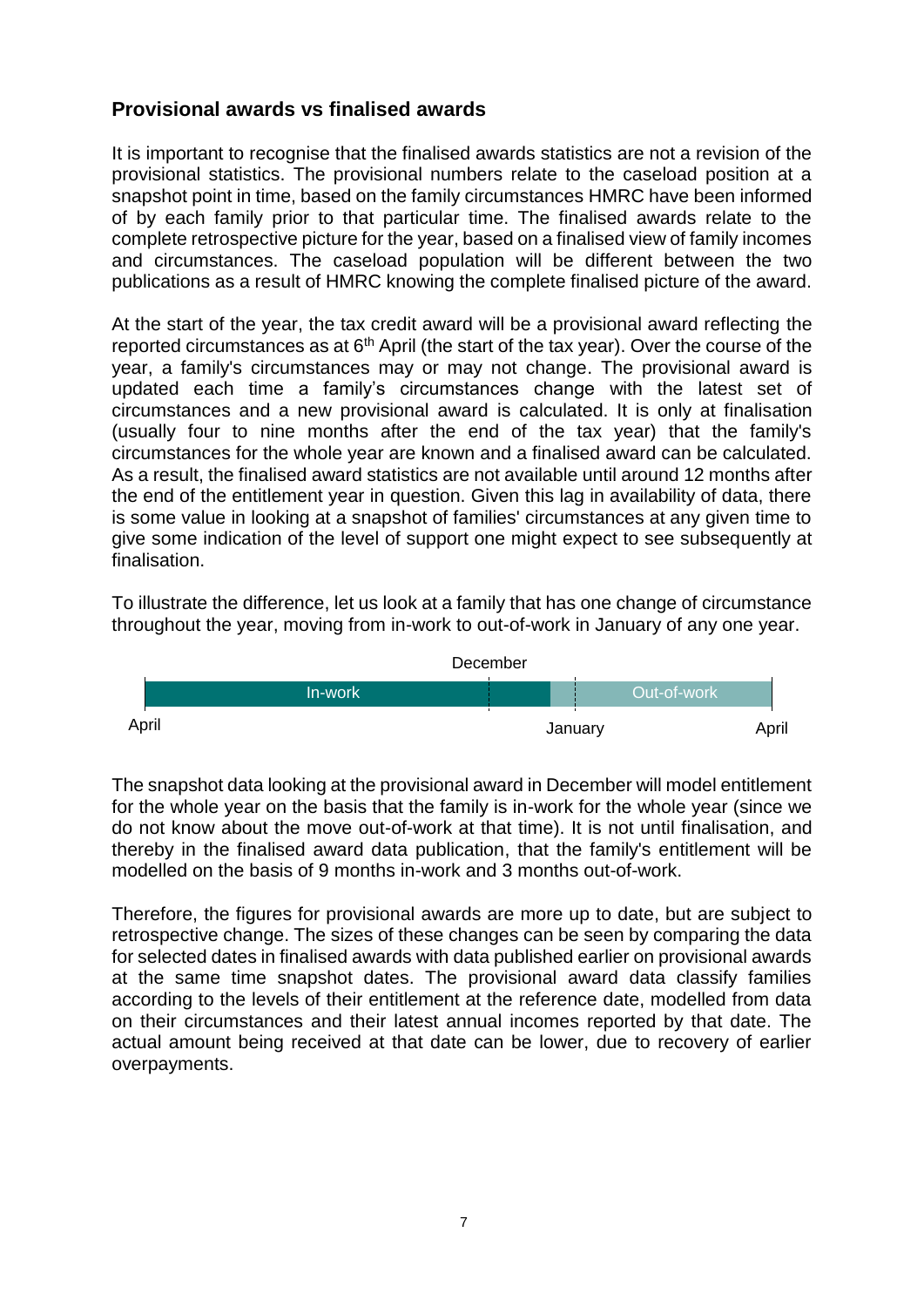## Provisional awards vs finalised awards

It is important to recognise that the finalised awards statistics are not a revision of the provisional statistics. The provisional numbers relate to the caseload position at a snapshot point in time, based on the family circumstances HMRC have been informed of by each family prior to that particular time. The finalised awards relate to the complete retrospective picture for the year, based on a finalised view of family incomes and circumstances. The caseload population will be different between the two publications as a result of HMRC knowing the complete finalised picture of the award.

At the start of the year, the tax credit award will be a provisional award reflecting the reported circumstances as at 6th April (the start of the tax year). Over the course of the year, a family's circumstances may or may not change. The provisional award is updated each time a family's circumstances change with the latest set of circumstances and a new provisional award is calculated. It is only at finalisation (usually four to nine months after the end of the tax year) that the family's circumstances for the whole year are known and a finalised award can be calculated. As a result, the finalised award statistics are not available until around 12 months after the end of the entitlement year in question. Given this lag in availability of data, there is some value in looking at a snapshot of families' circumstances at any given time to give some indication of the level of support one might expect to see subsequently at finalisation.

To illustrate the difference, let us look at a family that has one change of circumstance throughout the year, moving from in-work to out-of-work in January of any one year.

December

In-work | Out-of-work

April | January | April

The snapshot data looking at the provisional award in December will model entitlement for the whole year on the basis that the family is in-work for the whole year (since we do not know about the move out-of-work at that time). It is not until finalisation, and thereby in the finalised award data publication, that the family's entitlement will be modelled on the basis of 9 months in-work and 3 months out-of-work.

Therefore, the figures for provisional awards are more up to date, but are subject to retrospective change. The sizes of these changes can be seen by comparing the data for selected dates in finalised awards with data published earlier on provisional awards at the same time snapshot dates. The provisional award data classify families according to the levels of their entitlement at the reference date, modelled from data on their circumstances and their latest annual incomes reported by that date. The actual amount being received at that date can be lower, due to recovery of earlier overpayments.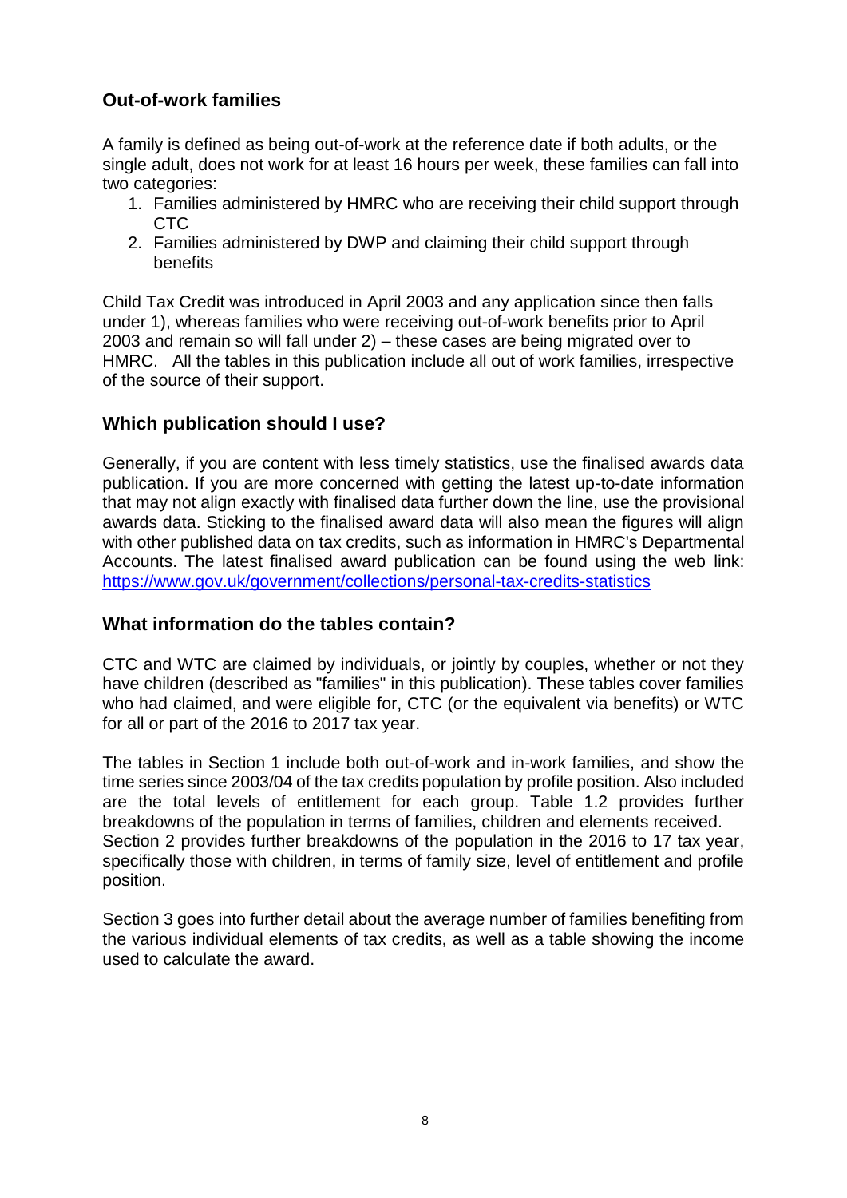## Out-of-work families

A family is defined as being out-of-work at the reference date if both adults, or the single adult, does not work for at least 16 hours per week, these families can fall into two categories:

1. Families administered by HMRC who are receiving their child support through CTC
2. Families administered by DWP and claiming their child support through benefits

Child Tax Credit was introduced in April 2003 and any application since then falls under 1), whereas families who were receiving out-of-work benefits prior to April 2003 and remain so will fall under 2) – these cases are being migrated over to HMRC. All the tables in this publication include all out of work families, irrespective of the source of their support.

## Which publication should I use?

Generally, if you are content with less timely statistics, use the finalised awards data publication. If you are more concerned with getting the latest up-to-date information that may not align exactly with finalised data further down the line, use the provisional awards data. Sticking to the finalised award data will also mean the figures will align with other published data on tax credits, such as information in HMRC's Departmental Accounts. The latest finalised award publication can be found using the web link: https://www.gov.uk/government/collections/personal-tax-credits-statistics

## What information do the tables contain?

CTC and WTC are claimed by individuals, or jointly by couples, whether or not they have children (described as "families" in this publication). These tables cover families who had claimed, and were eligible for, CTC (or the equivalent via benefits) or WTC for all or part of the 2016 to 2017 tax year.

The tables in Section 1 include both out-of-work and in-work families, and show the time series since 2003/04 of the tax credits population by profile position. Also included are the total levels of entitlement for each group. Table 1.2 provides further breakdowns of the population in terms of families, children and elements received. Section 2 provides further breakdowns of the population in the 2016 to 17 tax year, specifically those with children, in terms of family size, level of entitlement and profile position.

Section 3 goes into further detail about the average number of families benefiting from the various individual elements of tax credits, as well as a table showing the income used to calculate the award.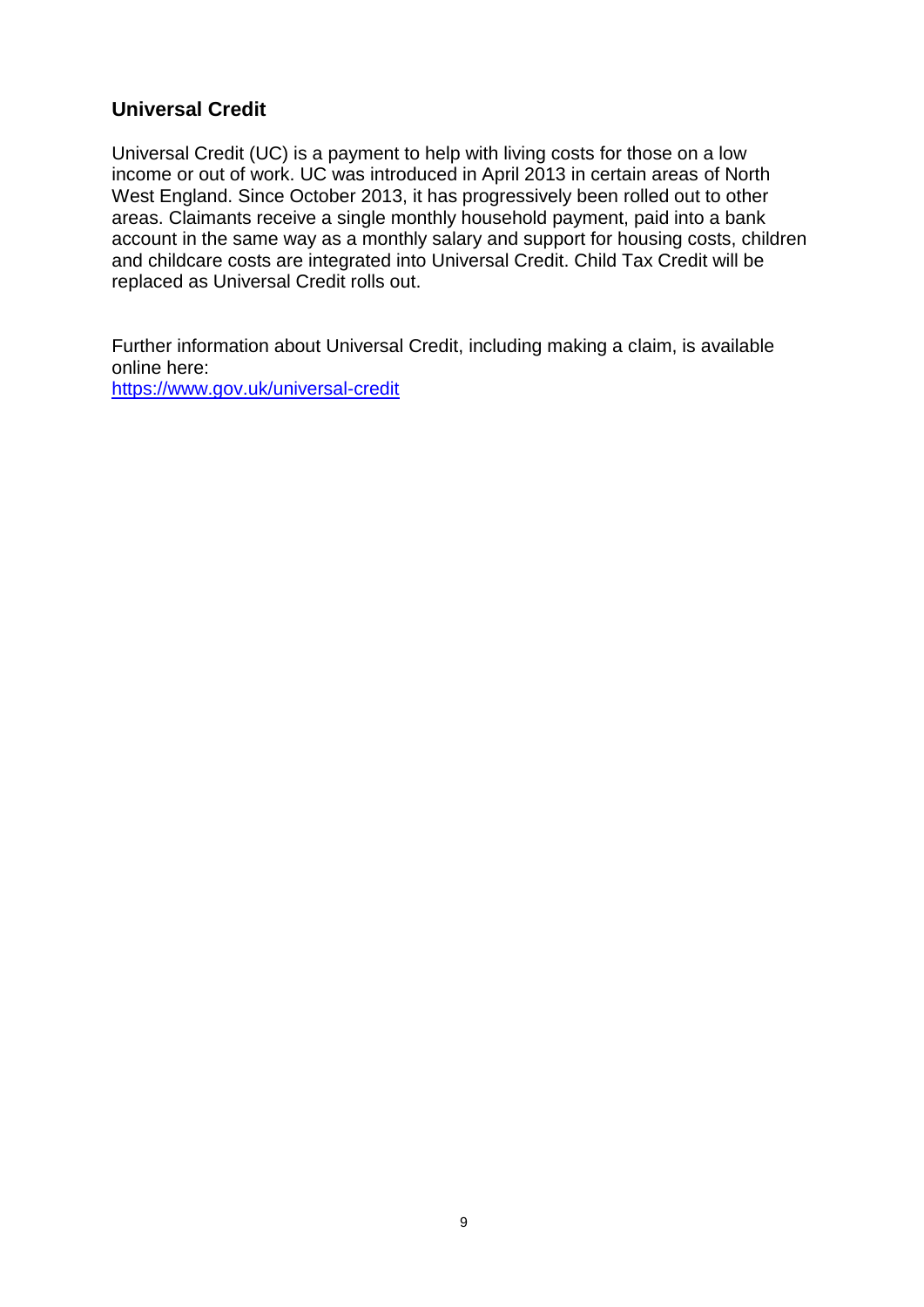## Universal Credit

Universal Credit (UC) is a payment to help with living costs for those on a low income or out of work. UC was introduced in April 2013 in certain areas of North West England. Since October 2013, it has progressively been rolled out to other areas. Claimants receive a single monthly household payment, paid into a bank account in the same way as a monthly salary and support for housing costs, children and childcare costs are integrated into Universal Credit. Child Tax Credit will be replaced as Universal Credit rolls out.

Further information about Universal Credit, including making a claim, is available online here:
https://www.gov.uk/universal-credit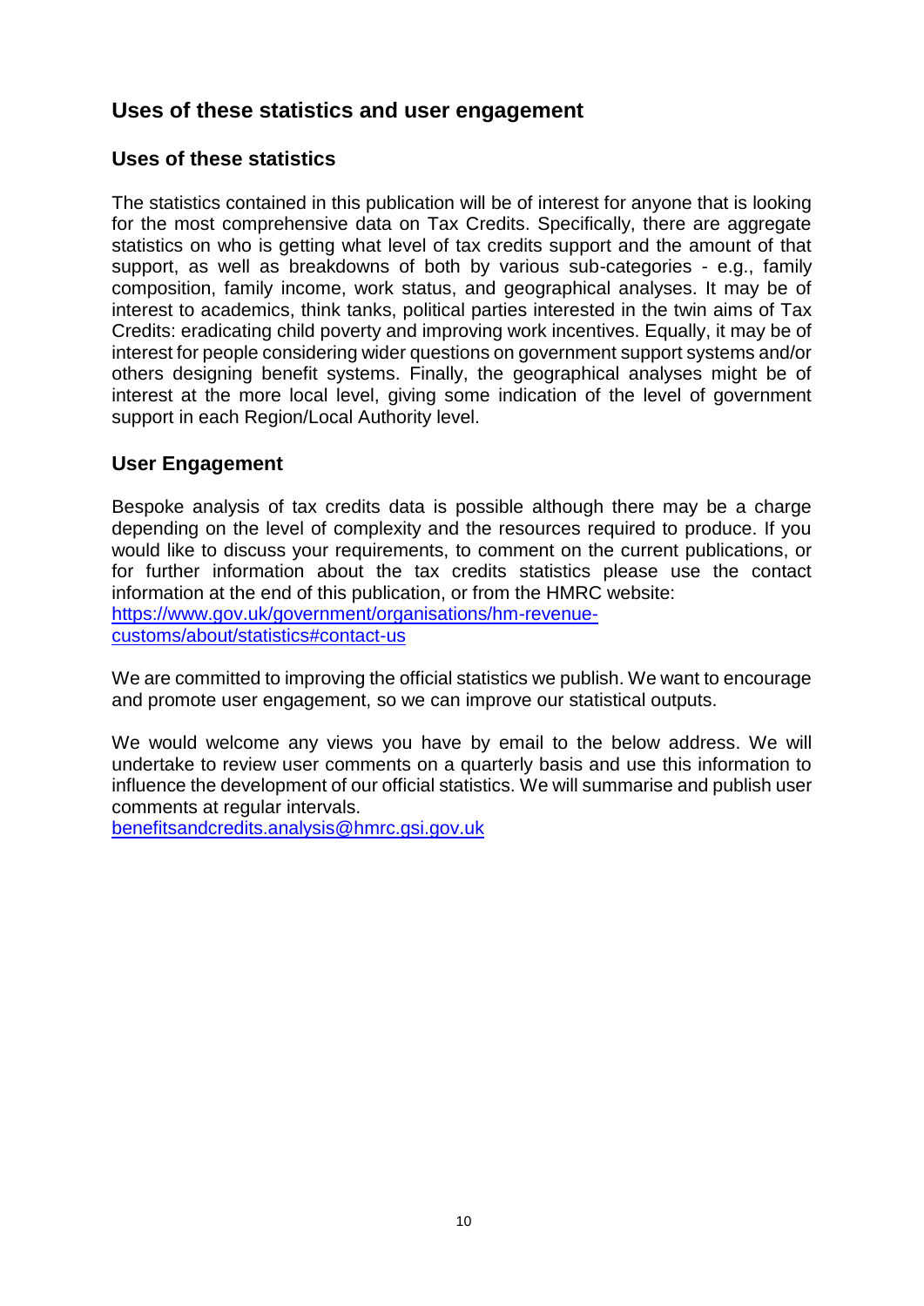## Uses of these statistics and user engagement

### Uses of these statistics

The statistics contained in this publication will be of interest for anyone that is looking for the most comprehensive data on Tax Credits. Specifically, there are aggregate statistics on who is getting what level of tax credits support and the amount of that support, as well as breakdowns of both by various sub-categories - e.g., family composition, family income, work status, and geographical analyses. It may be of interest to academics, think tanks, political parties interested in the twin aims of Tax Credits: eradicating child poverty and improving work incentives. Equally, it may be of interest for people considering wider questions on government support systems and/or others designing benefit systems. Finally, the geographical analyses might be of interest at the more local level, giving some indication of the level of government support in each Region/Local Authority level.

### User Engagement

Bespoke analysis of tax credits data is possible although there may be a charge depending on the level of complexity and the resources required to produce. If you would like to discuss your requirements, to comment on the current publications, or for further information about the tax credits statistics please use the contact information at the end of this publication, or from the HMRC website: [https://www.gov.uk/government/organisations/hm-revenue-customs/about/statistics#contact-us](https://www.gov.uk/government/organisations/hm-revenue-customs/about/statistics#contact-us)

We are committed to improving the official statistics we publish. We want to encourage and promote user engagement, so we can improve our statistical outputs.

We would welcome any views you have by email to the below address. We will undertake to review user comments on a quarterly basis and use this information to influence the development of our official statistics. We will summarise and publish user comments at regular intervals.
[benefitsandcredits.analysis@hmrc.gsi.gov.uk](mailto:benefitsandcredits.analysis@hmrc.gsi.gov.uk)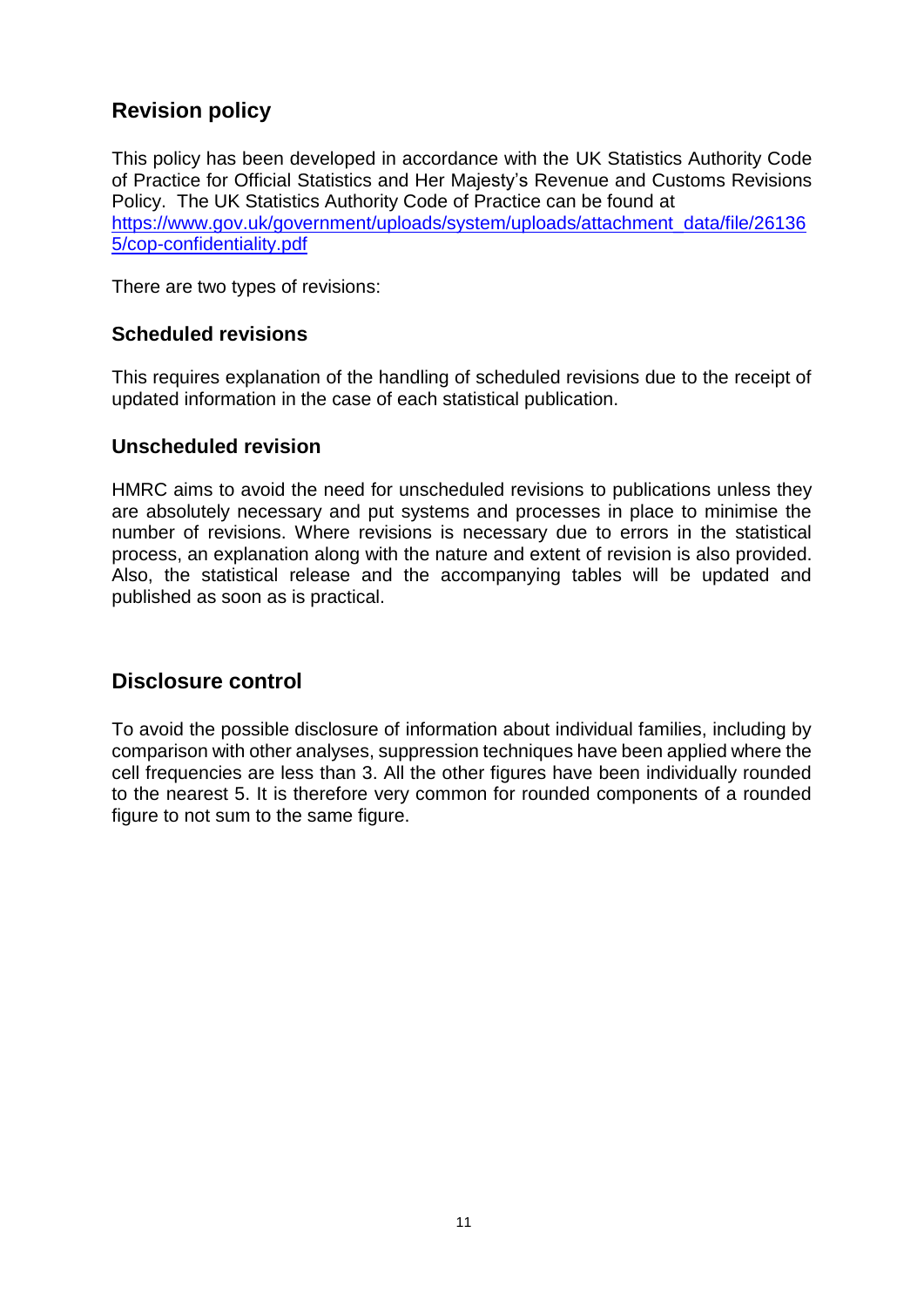## Revision policy

This policy has been developed in accordance with the UK Statistics Authority Code of Practice for Official Statistics and Her Majesty's Revenue and Customs Revisions Policy. The UK Statistics Authority Code of Practice can be found at [https://www.gov.uk/government/uploads/system/uploads/attachment_data/file/261365/cop-confidentiality.pdf](https://www.gov.uk/government/uploads/system/uploads/attachment_data/file/261365/cop-confidentiality.pdf)

There are two types of revisions:

### Scheduled revisions

This requires explanation of the handling of scheduled revisions due to the receipt of updated information in the case of each statistical publication.

### Unscheduled revision

HMRC aims to avoid the need for unscheduled revisions to publications unless they are absolutely necessary and put systems and processes in place to minimise the number of revisions. Where revisions is necessary due to errors in the statistical process, an explanation along with the nature and extent of revision is also provided. Also, the statistical release and the accompanying tables will be updated and published as soon as is practical.

## Disclosure control

To avoid the possible disclosure of information about individual families, including by comparison with other analyses, suppression techniques have been applied where the cell frequencies are less than 3. All the other figures have been individually rounded to the nearest 5. It is therefore very common for rounded components of a rounded figure to not sum to the same figure.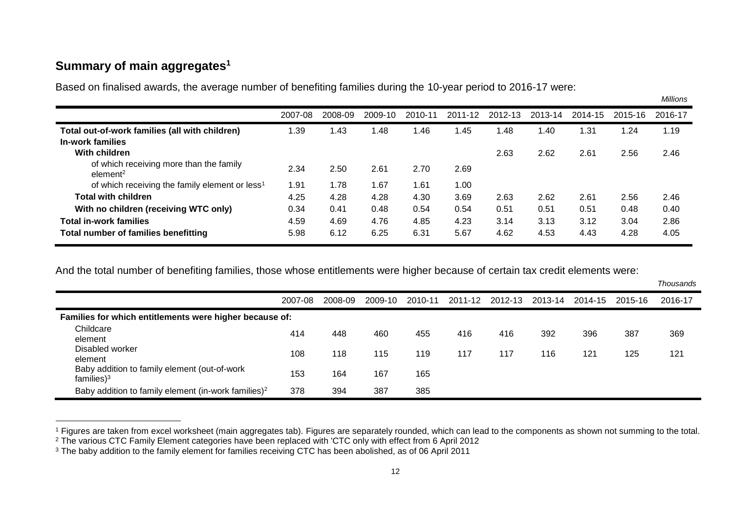## Summary of main aggregates[1]

Based on finalised awards, the average number of benefiting families during the 10-year period to 2016-17 were:

*Millions*

| | 2007-08 | 2008-09 | 2009-10 | 2010-11 | 2011-12 | 2012-13 | 2013-14 | 2014-15 | 2015-16 | 2016-17 |
|---|---|---|---|---|---|---|---|---|---|---|
| **Total out-of-work families (all with children)** | 1.39 | 1.43 | 1.48 | 1.46 | 1.45 | 1.48 | 1.40 | 1.31 | 1.24 | 1.19 |
| **In-work families** | | | | | | | | | | |
| **With children** | | | | | | 2.63 | 2.62 | 2.61 | 2.56 | 2.46 |
| of which receiving more than the family element[2] | 2.34 | 2.50 | 2.61 | 2.70 | 2.69 | | | | | |
| of which receiving the family element or less[1] | 1.91 | 1.78 | 1.67 | 1.61 | 1.00 | | | | | |
| **Total with children** | 4.25 | 4.28 | 4.28 | 4.30 | 3.69 | 2.63 | 2.62 | 2.61 | 2.56 | 2.46 |
| **With no children (receiving WTC only)** | 0.34 | 0.41 | 0.48 | 0.54 | 0.54 | 0.51 | 0.51 | 0.51 | 0.48 | 0.40 |
| **Total in-work families** | 4.59 | 4.69 | 4.76 | 4.85 | 4.23 | 3.14 | 3.13 | 3.12 | 3.04 | 2.86 |
| **Total number of families benefitting** | 5.98 | 6.12 | 6.25 | 6.31 | 5.67 | 4.62 | 4.53 | 4.43 | 4.28 | 4.05 |

And the total number of benefiting families, those whose entitlements were higher because of certain tax credit elements were:

*Thousands*

| | 2007-08 | 2008-09 | 2009-10 | 2010-11 | 2011-12 | 2012-13 | 2013-14 | 2014-15 | 2015-16 | 2016-17 |
|---|---|---|---|---|---|---|---|---|---|---|
| **Families for which entitlements were higher because of:** | | | | | | | | | | |
| Childcare element | 414 | 448 | 460 | 455 | 416 | 416 | 392 | 396 | 387 | 369 |
| Disabled worker element | 108 | 118 | 115 | 119 | 117 | 117 | 116 | 121 | 125 | 121 |
| Baby addition to family element (out-of-work families)[3] | 153 | 164 | 167 | 165 | | | | | | |
| Baby addition to family element (in-work families)[2] | 378 | 394 | 387 | 385 | | | | | | |

[1] Figures are taken from excel worksheet (main aggregates tab). Figures are separately rounded, which can lead to the components as shown not summing to the total.

[2] The various CTC Family Element categories have been replaced with 'CTC only with effect from 6 April 2012

[3] The baby addition to the family element for families receiving CTC has been abolished, as of 06 April 2011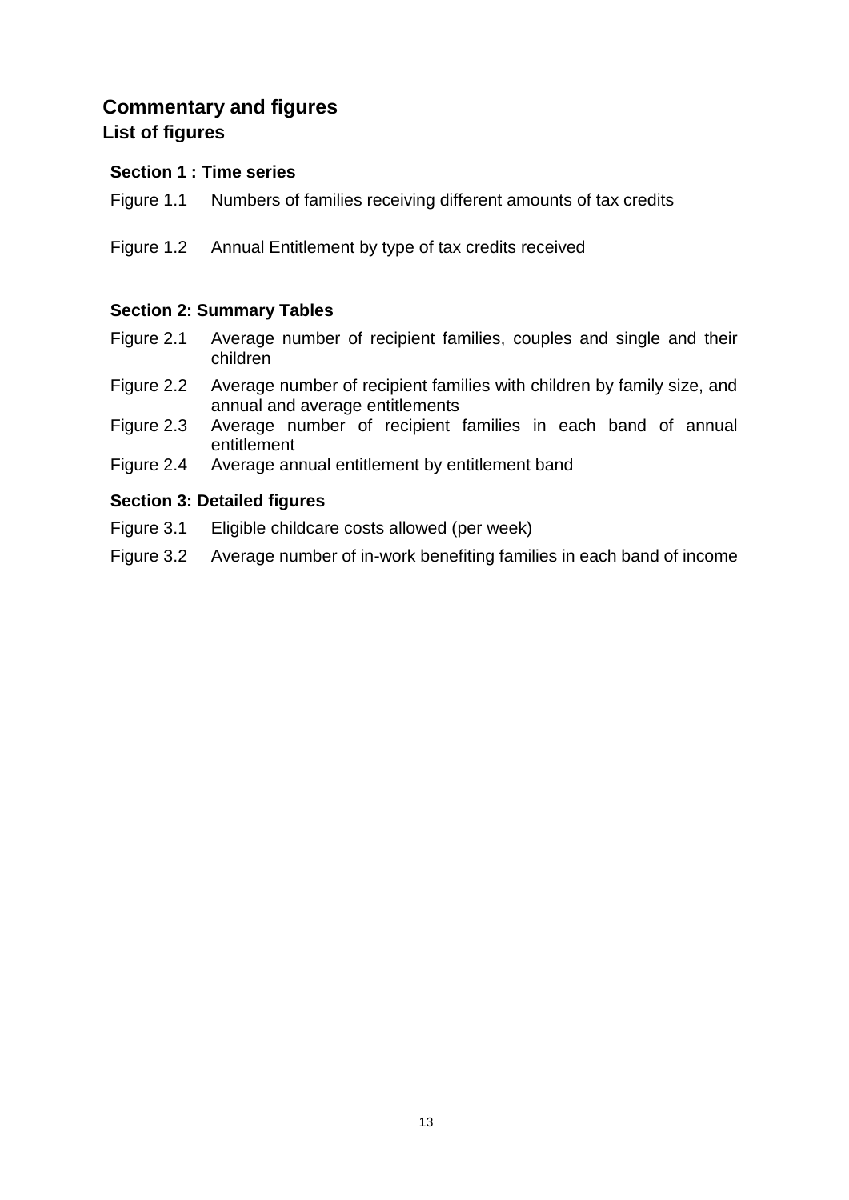# Commentary and figures

## List of figures

### Section 1 : Time series

Figure 1.1 Numbers of families receiving different amounts of tax credits

Figure 1.2 Annual Entitlement by type of tax credits received

### Section 2: Summary Tables

Figure 2.1 Average number of recipient families, couples and single and their children

Figure 2.2 Average number of recipient families with children by family size, and annual and average entitlements

Figure 2.3 Average number of recipient families in each band of annual entitlement

Figure 2.4 Average annual entitlement by entitlement band

### Section 3: Detailed figures

Figure 3.1 Eligible childcare costs allowed (per week)

Figure 3.2 Average number of in-work benefiting families in each band of income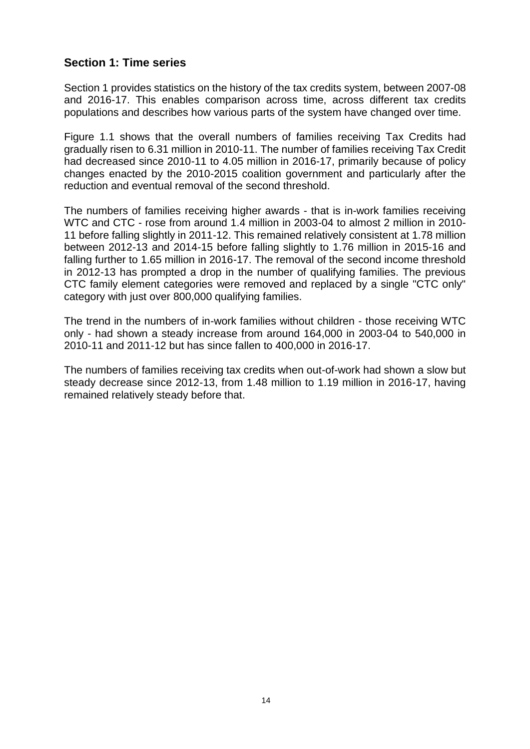## Section 1: Time series

Section 1 provides statistics on the history of the tax credits system, between 2007-08 and 2016-17. This enables comparison across time, across different tax credits populations and describes how various parts of the system have changed over time.

Figure 1.1 shows that the overall numbers of families receiving Tax Credits had gradually risen to 6.31 million in 2010-11. The number of families receiving Tax Credit had decreased since 2010-11 to 4.05 million in 2016-17, primarily because of policy changes enacted by the 2010-2015 coalition government and particularly after the reduction and eventual removal of the second threshold.

The numbers of families receiving higher awards - that is in-work families receiving WTC and CTC - rose from around 1.4 million in 2003-04 to almost 2 million in 2010-11 before falling slightly in 2011-12. This remained relatively consistent at 1.78 million between 2012-13 and 2014-15 before falling slightly to 1.76 million in 2015-16 and falling further to 1.65 million in 2016-17. The removal of the second income threshold in 2012-13 has prompted a drop in the number of qualifying families. The previous CTC family element categories were removed and replaced by a single "CTC only" category with just over 800,000 qualifying families.

The trend in the numbers of in-work families without children - those receiving WTC only - had shown a steady increase from around 164,000 in 2003-04 to 540,000 in 2010-11 and 2011-12 but has since fallen to 400,000 in 2016-17.

The numbers of families receiving tax credits when out-of-work had shown a slow but steady decrease since 2012-13, from 1.48 million to 1.19 million in 2016-17, having remained relatively steady before that.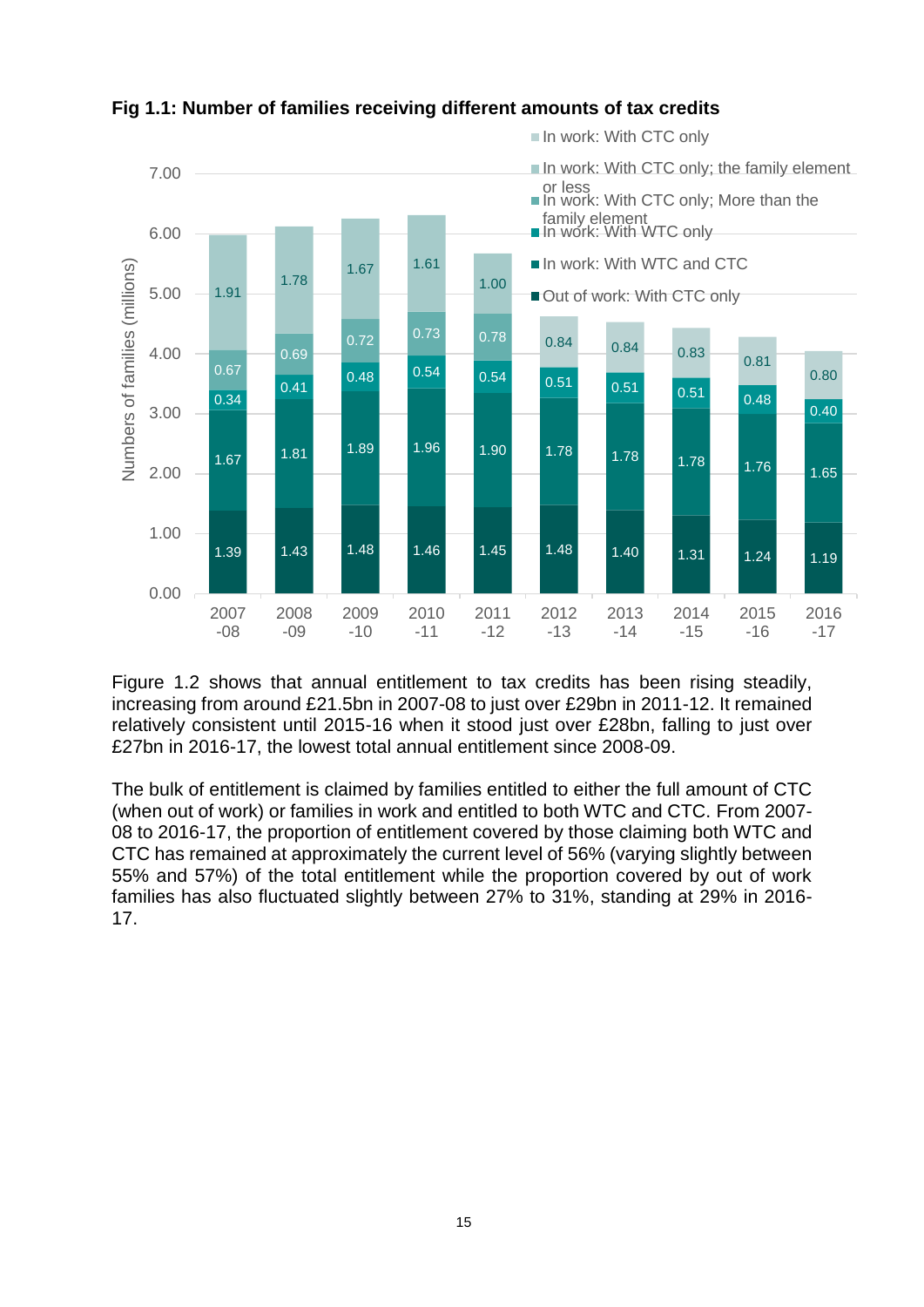**Fig 1.1: Number of families receiving different amounts of tax credits**

| Year | Out of work: With CTC only | In work: With WTC and CTC | In work: With WTC only | In work: With CTC only; More than the family element | In work: With CTC only; the family element or less | In work: With CTC only |
|---|---|---|---|---|---|---|
| 2007-08 | 1.39 | 1.67 | 0.34 | 0.67 | | 1.91 |
| 2008-09 | 1.43 | 1.81 | 0.41 | 0.69 | | 1.78 |
| 2009-10 | 1.48 | 1.89 | 0.48 | 0.72 | | 1.67 |
| 2010-11 | 1.46 | 1.96 | 0.54 | 0.73 | | 1.61 |
| 2011-12 | 1.45 | 1.90 | 0.54 | 0.78 | | 1.00 |
| 2012-13 | 1.48 | 1.78 | 0.51 | | | 0.84 |
| 2013-14 | 1.40 | 1.78 | 0.51 | | | 0.84 |
| 2014-15 | 1.31 | 1.78 | 0.51 | | | 0.83 |
| 2015-16 | 1.24 | 1.76 | 0.48 | | | 0.81 |
| 2016-17 | 1.19 | 1.65 | 0.40 | | | 0.80 |

Numbers of families (millions)

Figure 1.2 shows that annual entitlement to tax credits has been rising steadily, increasing from around £21.5bn in 2007-08 to just over £29bn in 2011-12. It remained relatively consistent until 2015-16 when it stood just over £28bn, falling to just over £27bn in 2016-17, the lowest total annual entitlement since 2008-09.

The bulk of entitlement is claimed by families entitled to either the full amount of CTC (when out of work) or families in work and entitled to both WTC and CTC. From 2007-08 to 2016-17, the proportion of entitlement covered by those claiming both WTC and CTC has remained at approximately the current level of 56% (varying slightly between 55% and 57%) of the total entitlement while the proportion covered by out of work families has also fluctuated slightly between 27% to 31%, standing at 29% in 2016-17.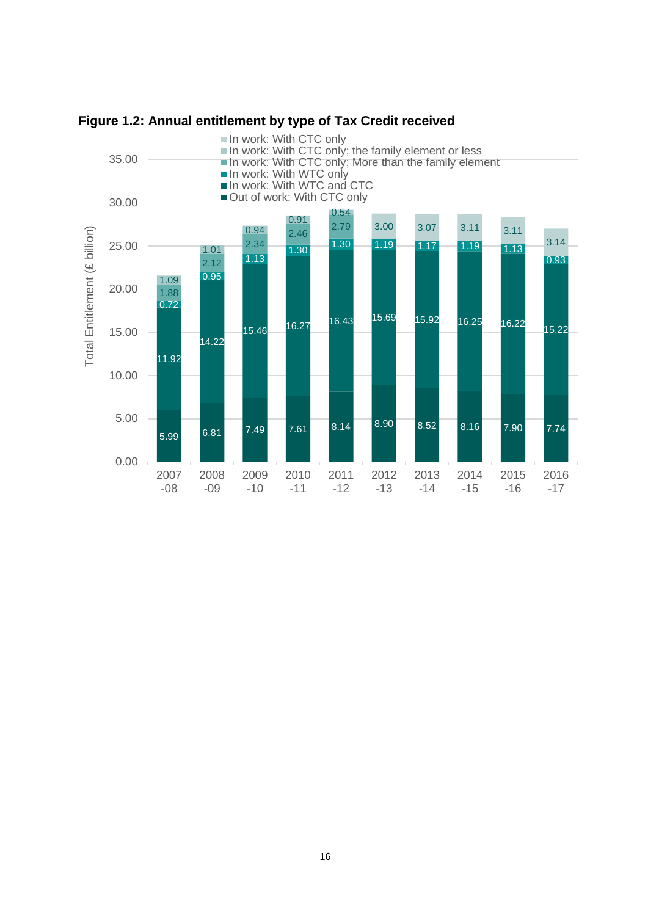**Figure 1.2: Annual entitlement by type of Tax Credit received**

| Year | Out of work: With CTC only | In work: With WTC and CTC | In work: With WTC only | In work: With CTC only; More than the family element | In work: With CTC only; the family element or less | In work: With CTC only |
|---|---|---|---|---|---|---|
| 2007-08 | 5.99 | 11.92 | 0.72 | 1.88 | 1.09 | |
| 2008-09 | 6.81 | 14.22 | 0.95 | 2.12 | 1.01 | |
| 2009-10 | 7.49 | 15.46 | 1.13 | 2.34 | 0.94 | |
| 2010-11 | 7.61 | 16.27 | 1.30 | 2.46 | 0.91 | |
| 2011-12 | 8.14 | 16.43 | 1.30 | 2.79 | 0.54 | |
| 2012-13 | 8.90 | 15.69 | 1.19 | | | 3.00 |
| 2013-14 | 8.52 | 15.92 | 1.17 | | | 3.07 |
| 2014-15 | 8.16 | 16.25 | 1.19 | | | 3.11 |
| 2015-16 | 7.90 | 16.22 | 1.13 | | | 3.11 |
| 2016-17 | 7.74 | 15.22 | 0.93 | | | 3.14 |

Total Entitlement (£ billion)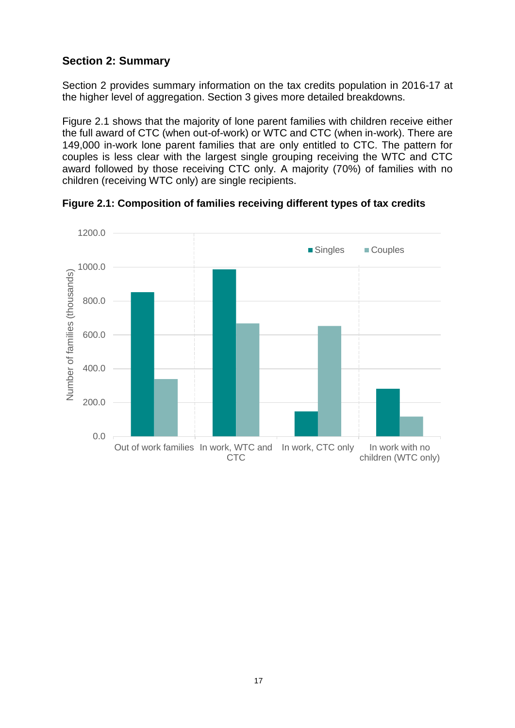## Section 2: Summary

Section 2 provides summary information on the tax credits population in 2016-17 at the higher level of aggregation. Section 3 gives more detailed breakdowns.

Figure 2.1 shows that the majority of lone parent families with children receive either the full award of CTC (when out-of-work) or WTC and CTC (when in-work). There are 149,000 in-work lone parent families that are only entitled to CTC. The pattern for couples is less clear with the largest single grouping receiving the WTC and CTC award followed by those receiving CTC only. A majority (70%) of families with no children (receiving WTC only) are single recipients.

**Figure 2.1: Composition of families receiving different types of tax credits**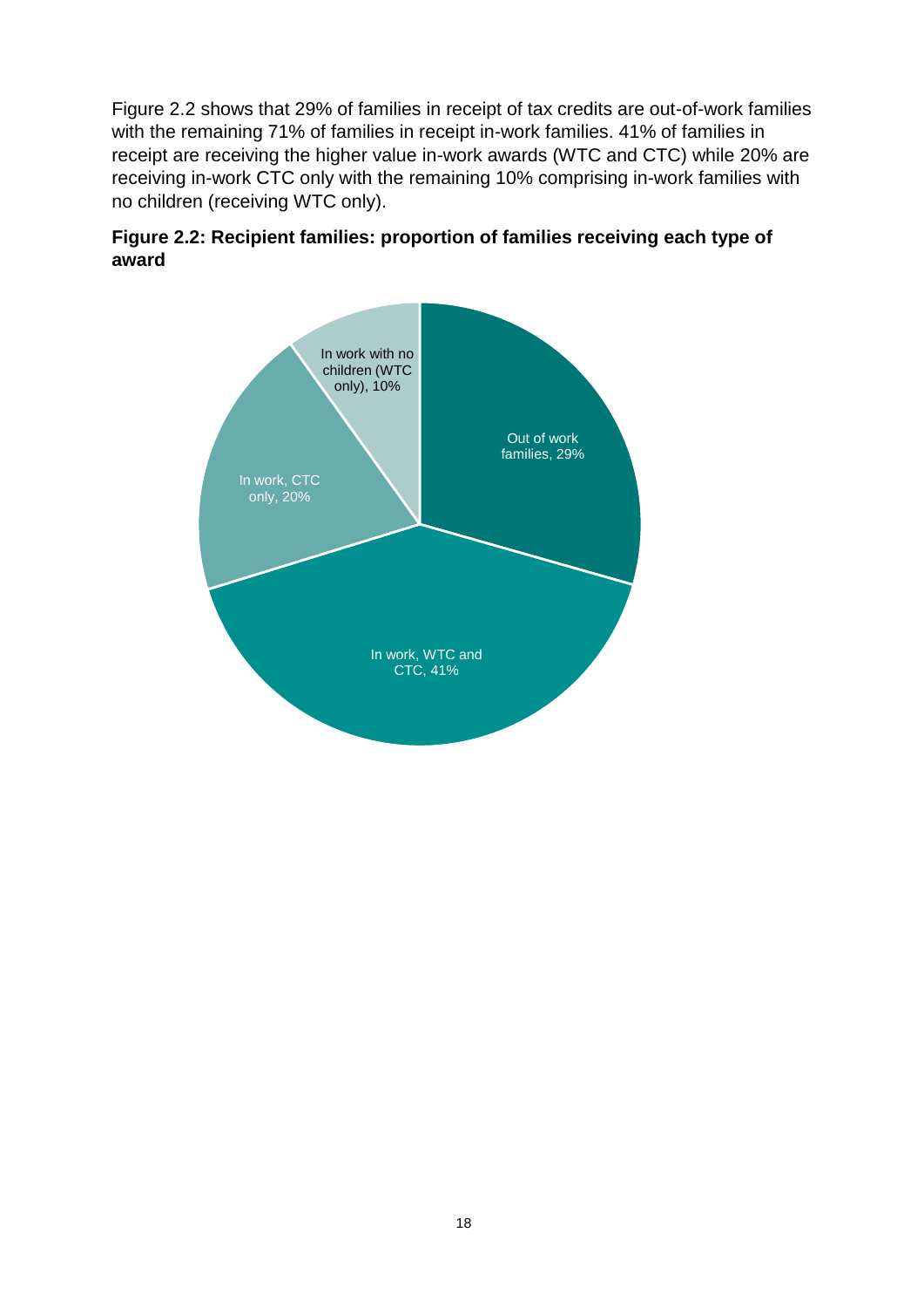Figure 2.2 shows that 29% of families in receipt of tax credits are out-of-work families with the remaining 71% of families in receipt in-work families. 41% of families in receipt are receiving the higher value in-work awards (WTC and CTC) while 20% are receiving in-work CTC only with the remaining 10% comprising in-work families with no children (receiving WTC only).

**Figure 2.2: Recipient families: proportion of families receiving each type of award**

| Type of award | Proportion |
|---|---|
| Out of work families | 29% |
| In work, WTC and CTC | 41% |
| In work, CTC only | 20% |
| In work with no children (WTC only) | 10% |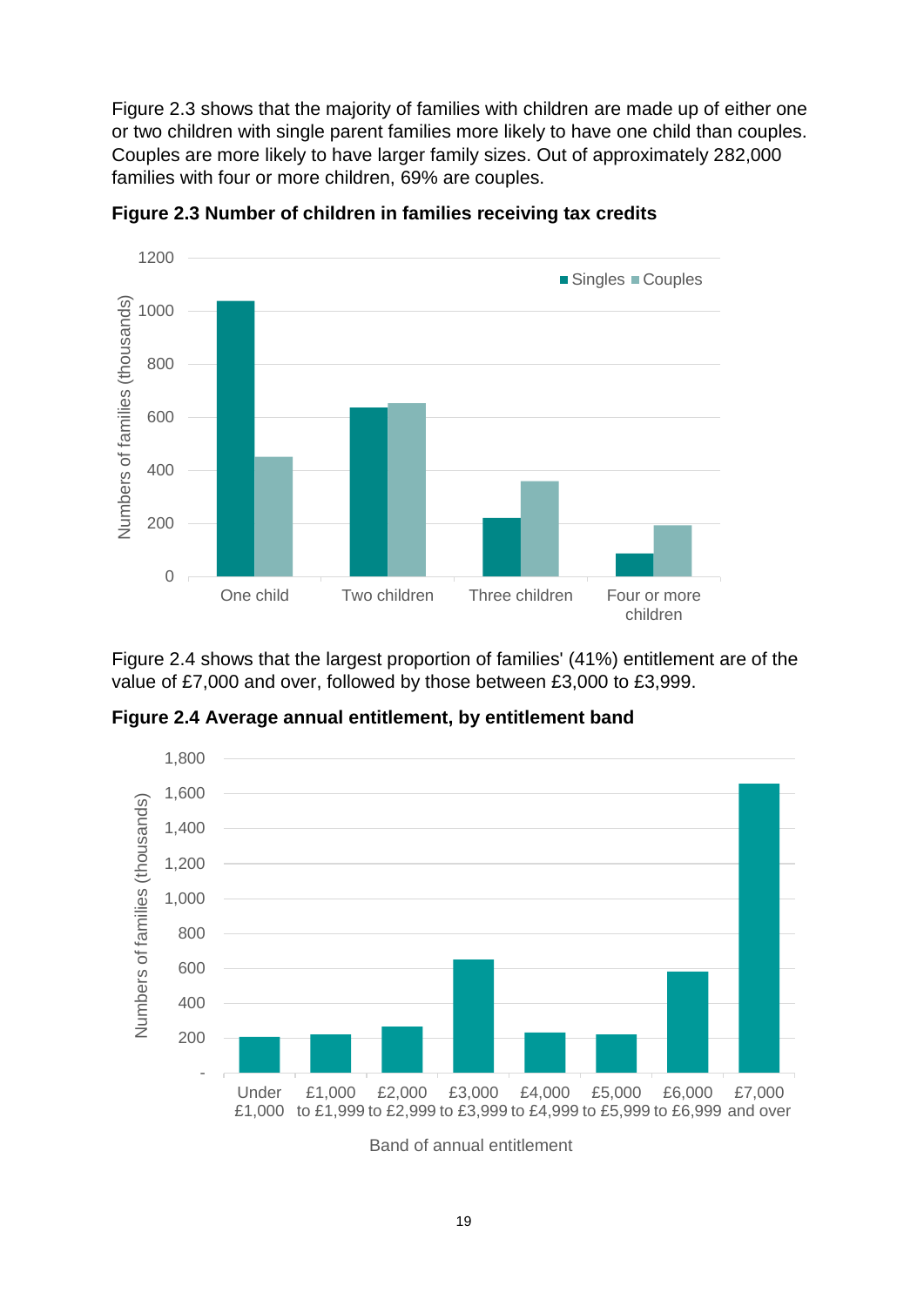Figure 2.3 shows that the majority of families with children are made up of either one or two children with single parent families more likely to have one child than couples. Couples are more likely to have larger family sizes. Out of approximately 282,000 families with four or more children, 69% are couples.

**Figure 2.3 Number of children in families receiving tax credits**

Figure 2.4 shows that the largest proportion of families' (41%) entitlement are of the value of £7,000 and over, followed by those between £3,000 to £3,999.

**Figure 2.4 Average annual entitlement, by entitlement band**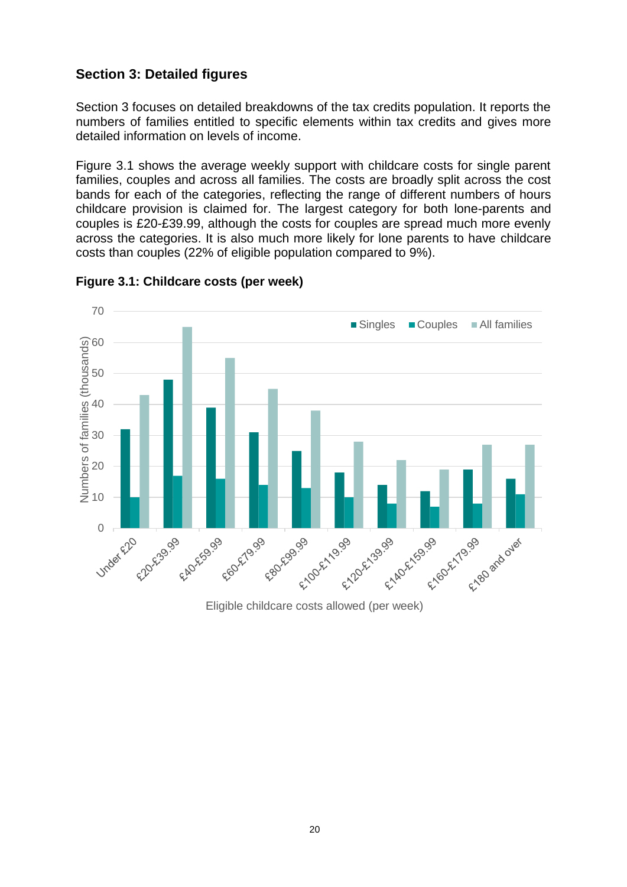## Section 3: Detailed figures

Section 3 focuses on detailed breakdowns of the tax credits population. It reports the numbers of families entitled to specific elements within tax credits and gives more detailed information on levels of income.

Figure 3.1 shows the average weekly support with childcare costs for single parent families, couples and across all families. The costs are broadly split across the cost bands for each of the categories, reflecting the range of different numbers of hours childcare provision is claimed for. The largest category for both lone-parents and couples is £20-£39.99, although the costs for couples are spread much more evenly across the categories. It is also much more likely for lone parents to have childcare costs than couples (22% of eligible population compared to 9%).

**Figure 3.1: Childcare costs (per week)**

| Eligible childcare costs allowed (per week) | Singles | Couples | All families |
|---|---|---|---|
| Under £20 | 32 | 10 | 43 |
| £20-£39.99 | 48 | 17 | 65 |
| £40-£59.99 | 39 | 16 | 55 |
| £60-£79.99 | 31 | 14 | 45 |
| £80-£99.99 | 25 | 13 | 38 |
| £100-£119.99 | 18 | 10 | 28 |
| £120-£139.99 | 14 | 8 | 22 |
| £140-£159.99 | 12 | 7 | 19 |
| £160-£179.99 | 19 | 8 | 27 |
| £180 and over | 16 | 11 | 27 |

Numbers of families (thousands)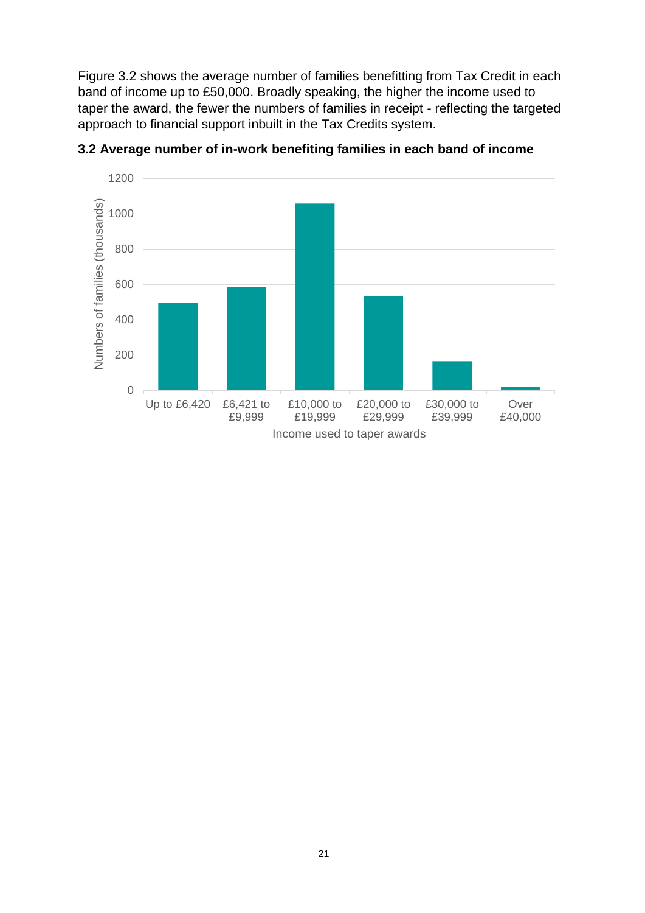Figure 3.2 shows the average number of families benefitting from Tax Credit in each band of income up to £50,000. Broadly speaking, the higher the income used to taper the award, the fewer the numbers of families in receipt - reflecting the targeted approach to financial support inbuilt in the Tax Credits system.

**3.2 Average number of in-work benefiting families in each band of income**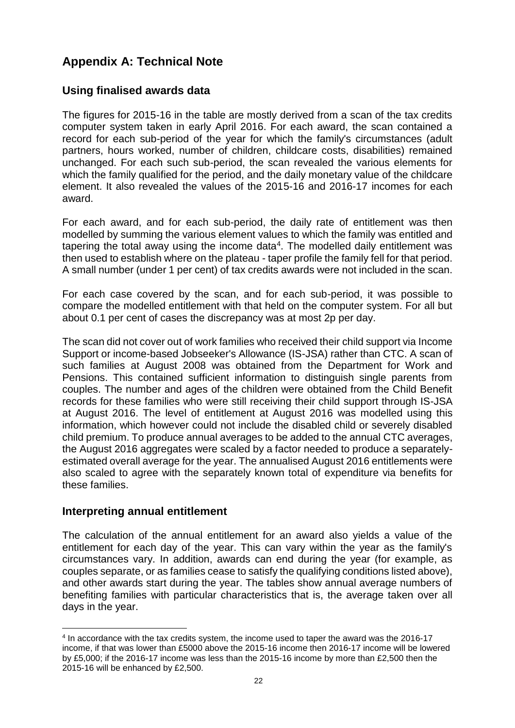# Appendix A: Technical Note

## Using finalised awards data

The figures for 2015-16 in the table are mostly derived from a scan of the tax credits computer system taken in early April 2016. For each award, the scan contained a record for each sub-period of the year for which the family's circumstances (adult partners, hours worked, number of children, childcare costs, disabilities) remained unchanged. For each such sub-period, the scan revealed the various elements for which the family qualified for the period, and the daily monetary value of the childcare element. It also revealed the values of the 2015-16 and 2016-17 incomes for each award.

For each award, and for each sub-period, the daily rate of entitlement was then modelled by summing the various element values to which the family was entitled and tapering the total away using the income data[4]. The modelled daily entitlement was then used to establish where on the plateau - taper profile the family fell for that period. A small number (under 1 per cent) of tax credits awards were not included in the scan.

For each case covered by the scan, and for each sub-period, it was possible to compare the modelled entitlement with that held on the computer system. For all but about 0.1 per cent of cases the discrepancy was at most 2p per day.

The scan did not cover out of work families who received their child support via Income Support or income-based Jobseeker's Allowance (IS-JSA) rather than CTC. A scan of such families at August 2008 was obtained from the Department for Work and Pensions. This contained sufficient information to distinguish single parents from couples. The number and ages of the children were obtained from the Child Benefit records for these families who were still receiving their child support through IS-JSA at August 2016. The level of entitlement at August 2016 was modelled using this information, which however could not include the disabled child or severely disabled child premium. To produce annual averages to be added to the annual CTC averages, the August 2016 aggregates were scaled by a factor needed to produce a separately-estimated overall average for the year. The annualised August 2016 entitlements were also scaled to agree with the separately known total of expenditure via benefits for these families.

## Interpreting annual entitlement

The calculation of the annual entitlement for an award also yields a value of the entitlement for each day of the year. This can vary within the year as the family's circumstances vary. In addition, awards can end during the year (for example, as couples separate, or as families cease to satisfy the qualifying conditions listed above), and other awards start during the year. The tables show annual average numbers of benefiting families with particular characteristics that is, the average taken over all days in the year.

[4] In accordance with the tax credits system, the income used to taper the award was the 2016-17 income, if that was lower than £5000 above the 2015-16 income then 2016-17 income will be lowered by £5,000; if the 2016-17 income was less than the 2015-16 income by more than £2,500 then the 2015-16 will be enhanced by £2,500.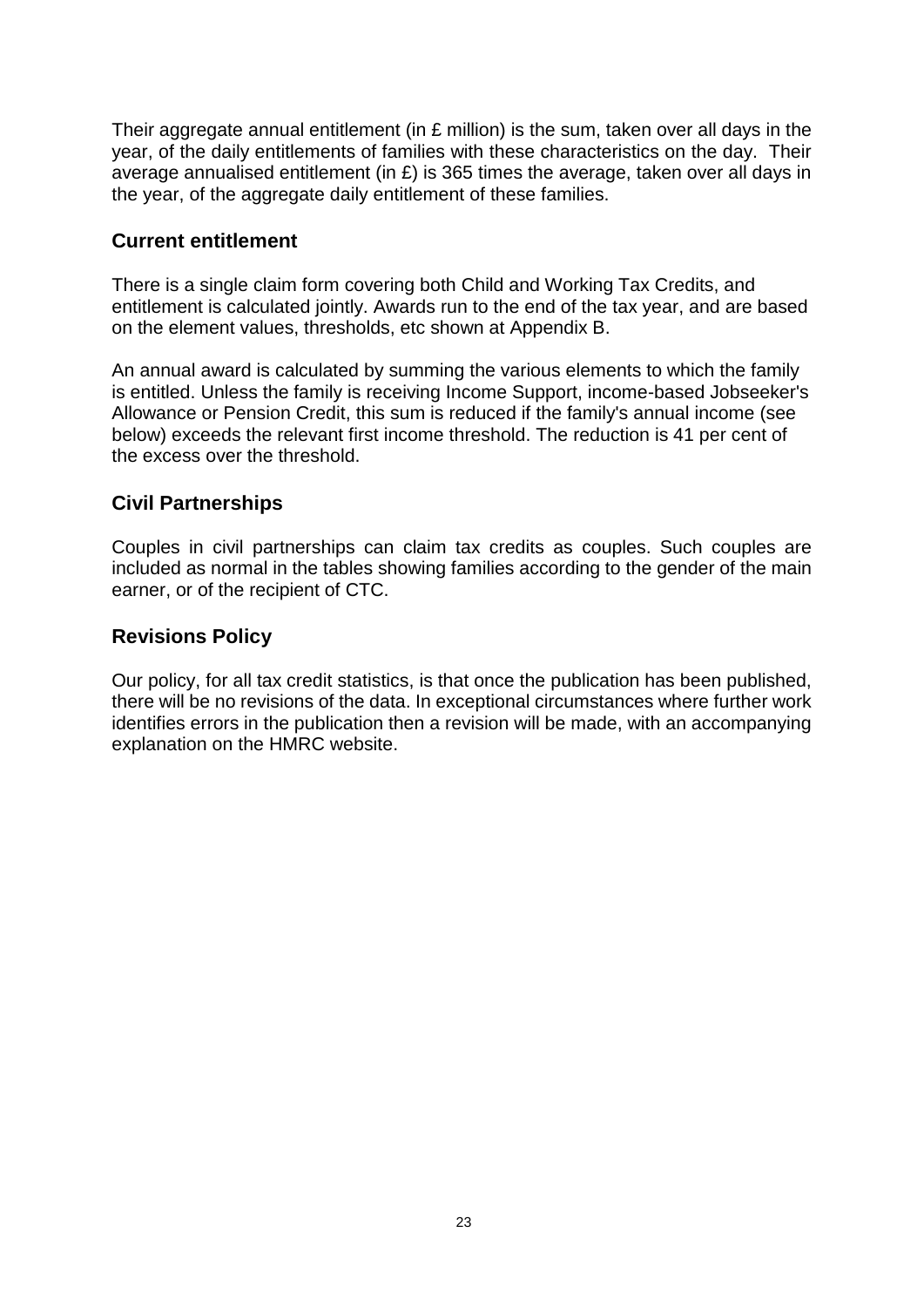Their aggregate annual entitlement (in £ million) is the sum, taken over all days in the year, of the daily entitlements of families with these characteristics on the day. Their average annualised entitlement (in £) is 365 times the average, taken over all days in the year, of the aggregate daily entitlement of these families.

## Current entitlement

There is a single claim form covering both Child and Working Tax Credits, and entitlement is calculated jointly. Awards run to the end of the tax year, and are based on the element values, thresholds, etc shown at Appendix B.

An annual award is calculated by summing the various elements to which the family is entitled. Unless the family is receiving Income Support, income-based Jobseeker's Allowance or Pension Credit, this sum is reduced if the family's annual income (see below) exceeds the relevant first income threshold. The reduction is 41 per cent of the excess over the threshold.

## Civil Partnerships

Couples in civil partnerships can claim tax credits as couples. Such couples are included as normal in the tables showing families according to the gender of the main earner, or of the recipient of CTC.

## Revisions Policy

Our policy, for all tax credit statistics, is that once the publication has been published, there will be no revisions of the data. In exceptional circumstances where further work identifies errors in the publication then a revision will be made, with an accompanying explanation on the HMRC website.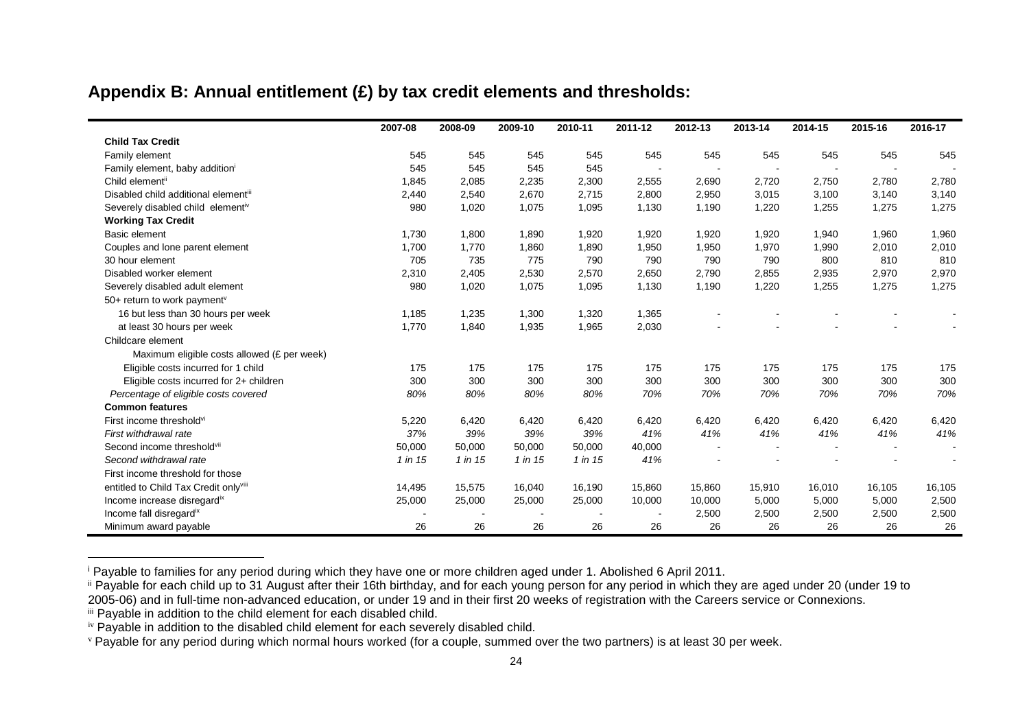## Appendix B: Annual entitlement (£) by tax credit elements and thresholds:

| | 2007-08 | 2008-09 | 2009-10 | 2010-11 | 2011-12 | 2012-13 | 2013-14 | 2014-15 | 2015-16 | 2016-17 |
|---|---|---|---|---|---|---|---|---|---|---|
| **Child Tax Credit** | | | | | | | | | | |
| Family element | 545 | 545 | 545 | 545 | 545 | 545 | 545 | 545 | 545 | 545 |
| Family element, baby addition[i] | 545 | 545 | 545 | 545 | - | - | - | - | - | - |
| Child element[ii] | 1,845 | 2,085 | 2,235 | 2,300 | 2,555 | 2,690 | 2,720 | 2,750 | 2,780 | 2,780 |
| Disabled child additional element[iii] | 2,440 | 2,540 | 2,670 | 2,715 | 2,800 | 2,950 | 3,015 | 3,100 | 3,140 | 3,140 |
| Severely disabled child element[iv] | 980 | 1,020 | 1,075 | 1,095 | 1,130 | 1,190 | 1,220 | 1,255 | 1,275 | 1,275 |
| **Working Tax Credit** | | | | | | | | | | |
| Basic element | 1,730 | 1,800 | 1,890 | 1,920 | 1,920 | 1,920 | 1,920 | 1,940 | 1,960 | 1,960 |
| Couples and lone parent element | 1,700 | 1,770 | 1,860 | 1,890 | 1,950 | 1,950 | 1,970 | 1,990 | 2,010 | 2,010 |
| 30 hour element | 705 | 735 | 775 | 790 | 790 | 790 | 790 | 800 | 810 | 810 |
| Disabled worker element | 2,310 | 2,405 | 2,530 | 2,570 | 2,650 | 2,790 | 2,855 | 2,935 | 2,970 | 2,970 |
| Severely disabled adult element | 980 | 1,020 | 1,075 | 1,095 | 1,130 | 1,190 | 1,220 | 1,255 | 1,275 | 1,275 |
| 50+ return to work payment[v] | | | | | | | | | | |
| 16 but less than 30 hours per week | 1,185 | 1,235 | 1,300 | 1,320 | 1,365 | - | - | - | - | - |
| at least 30 hours per week | 1,770 | 1,840 | 1,935 | 1,965 | 2,030 | - | - | - | - | - |
| Childcare element | | | | | | | | | | |
| Maximum eligible costs allowed (£ per week) | | | | | | | | | | |
| Eligible costs incurred for 1 child | 175 | 175 | 175 | 175 | 175 | 175 | 175 | 175 | 175 | 175 |
| Eligible costs incurred for 2+ children | 300 | 300 | 300 | 300 | 300 | 300 | 300 | 300 | 300 | 300 |
| *Percentage of eligible costs covered* | *80%* | *80%* | *80%* | *80%* | *70%* | *70%* | *70%* | *70%* | *70%* | *70%* |
| **Common features** | | | | | | | | | | |
| First income threshold[vi] | 5,220 | 6,420 | 6,420 | 6,420 | 6,420 | 6,420 | 6,420 | 6,420 | 6,420 | 6,420 |
| *First withdrawal rate* | *37%* | *39%* | *39%* | *39%* | *41%* | *41%* | *41%* | *41%* | *41%* | *41%* |
| Second income threshold[vii] | 50,000 | 50,000 | 50,000 | 50,000 | 40,000 | - | - | - | - | - |
| *Second withdrawal rate* | *1 in 15* | *1 in 15* | *1 in 15* | *1 in 15* | *41%* | - | - | - | - | - |
| First income threshold for those entitled to Child Tax Credit only[viii] | 14,495 | 15,575 | 16,040 | 16,190 | 15,860 | 15,860 | 15,910 | 16,010 | 16,105 | 16,105 |
| Income increase disregard[ix] | 25,000 | 25,000 | 25,000 | 25,000 | 10,000 | 10,000 | 5,000 | 5,000 | 5,000 | 2,500 |
| Income fall disregard[ix] | - | - | - | - | - | 2,500 | 2,500 | 2,500 | 2,500 | 2,500 |
| Minimum award payable | 26 | 26 | 26 | 26 | 26 | 26 | 26 | 26 | 26 | 26 |

---

[i] Payable to families for any period during which they have one or more children aged under 1. Abolished 6 April 2011.

[ii] Payable for each child up to 31 August after their 16th birthday, and for each young person for any period in which they are aged under 20 (under 19 to 2005-06) and in full-time non-advanced education, or under 19 and in their first 20 weeks of registration with the Careers service or Connexions.

[iii] Payable in addition to the child element for each disabled child.

[iv] Payable in addition to the disabled child element for each severely disabled child.

[v] Payable for any period during which normal hours worked (for a couple, summed over the two partners) is at least 30 per week.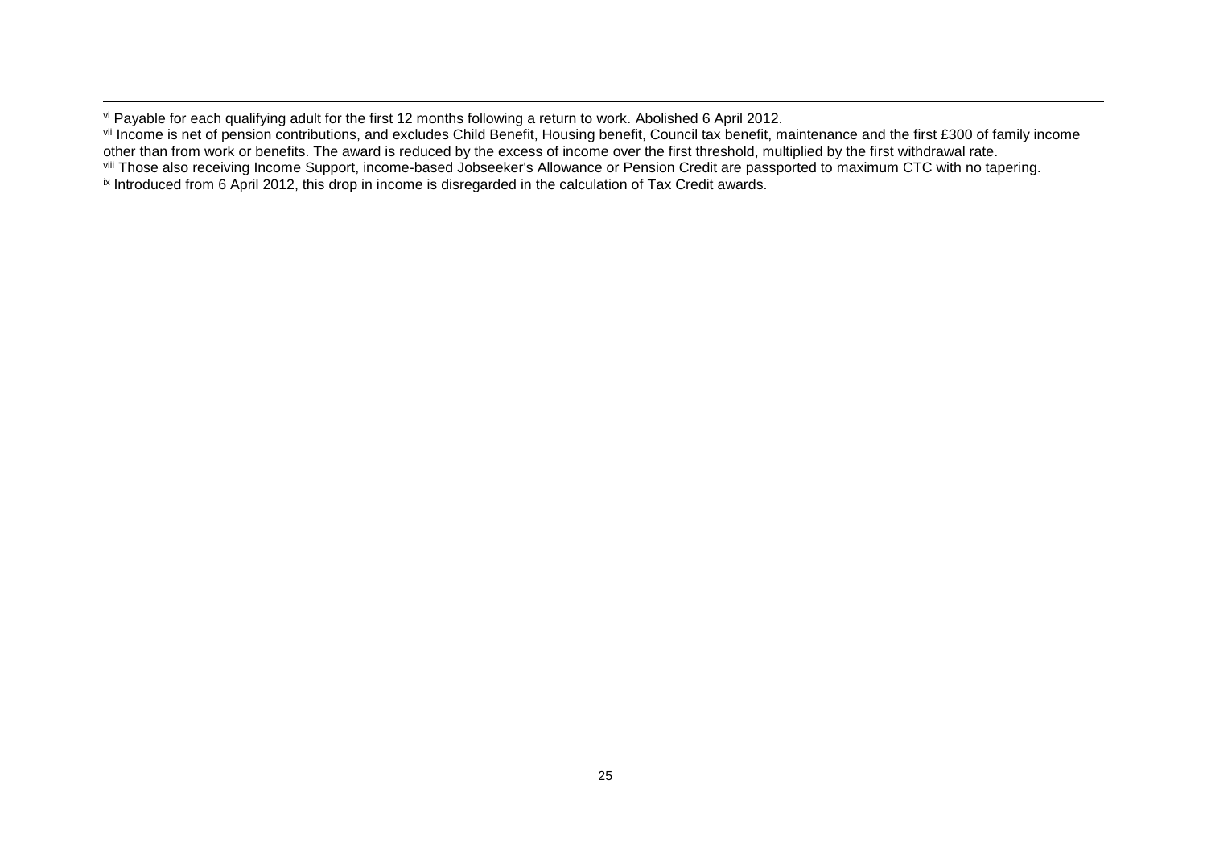[vi] Payable for each qualifying adult for the first 12 months following a return to work. Abolished 6 April 2012.

[vii] Income is net of pension contributions, and excludes Child Benefit, Housing benefit, Council tax benefit, maintenance and the first £300 of family income other than from work or benefits. The award is reduced by the excess of income over the first threshold, multiplied by the first withdrawal rate.

[viii] Those also receiving Income Support, income-based Jobseeker's Allowance or Pension Credit are passported to maximum CTC with no tapering.

[ix] Introduced from 6 April 2012, this drop in income is disregarded in the calculation of Tax Credit awards.